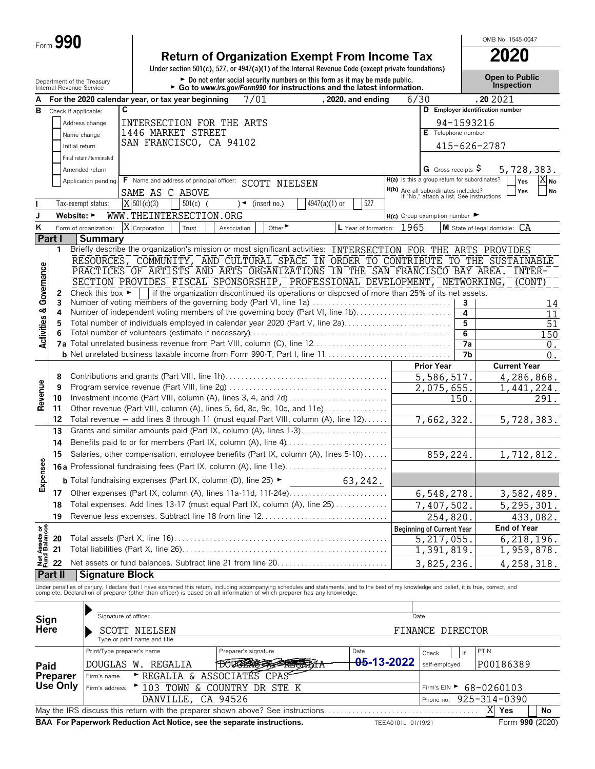Form **990**

# Return of Organization Exempt From Income Tax

**2020**

Under section 501(c), 527, or 4947(a)(1) of the Internal Revenue Code (except private foundations)

► Do not enter social security numbers on this form as it may be made public.
► Go to *www.irs.gov/Form990* for instructions and the latest information.

OMB No. 1545-0047

**Open to Public Inspection**

Department of the Treasury
Internal Revenue Service

**A** For the 2020 calendar year, or tax year beginning 7/01, 2020, and ending 6/30, 20 2021

**B** Check if applicable:
- Address change
- Name change
- Initial return
- Final return/terminated
- Amended return
- Application pending

**C** INTERSECTION FOR THE ARTS
1446 MARKET STREET
SAN FRANCISCO, CA 94102

**D** Employer identification number: 94-1593216

**E** Telephone number: 415-626-2787

**G** Gross receipts $ 5,728,383.

**F** Name and address of principal officer: SCOTT NIELSEN
SAME AS C ABOVE

**H(a)** Is this a group return for subordinates? Yes [ ] No [X]

**H(b)** Are all subordinates included? Yes [ ] No [ ]
If "No," attach a list. See instructions

**I** Tax-exempt status: [X] 501(c)(3) [ ] 501(c) ( ) ◄ (insert no.) [ ] 4947(a)(1) or [ ] 527

**J** Website: ► WWW.THEINTERSECTION.ORG

**H(c)** Group exemption number ►

**K** Form of organization: [X] Corporation [ ] Trust [ ] Association [ ] Other ►

**L** Year of formation: 1965

**M** State of legal domicile: CA

## Part I Summary

### Activities & Governance

1 Briefly describe the organization's mission or most significant activities: INTERSECTION FOR THE ARTS PROVIDES RESOURCES, COMMUNITY, AND CULTURAL SPACE IN ORDER TO CONTRIBUTE TO THE SUSTAINABLE PRACTICES OF ARTISTS AND ARTS ORGANIZATIONS IN THE SAN FRANCISCO BAY AREA. INTERSECTION PROVIDES FISCAL SPONSORSHIP, PROFESSIONAL DEVELOPMENT, NETWORKING, (CONT)

2 Check this box ► [ ] if the organization discontinued its operations or disposed of more than 25% of its net assets.

| | | | |
|---|---|---|---|
| 3 | Number of voting members of the governing body (Part VI, line 1a) | 3 | 14 |
| 4 | Number of independent voting members of the governing body (Part VI, line 1b) | 4 | 11 |
| 5 | Total number of individuals employed in calendar year 2020 (Part V, line 2a) | 5 | 51 |
| 6 | Total number of volunteers (estimate if necessary) | 6 | 150 |
| 7a | Total unrelated business revenue from Part VIII, column (C), line 12 | 7a | 0. |
| b | Net unrelated business taxable income from Form 990-T, Part I, line 11 | 7b | 0. |

### Revenue / Expenses

| | | Prior Year | Current Year |
|---|---|---|---|
| 8 | Contributions and grants (Part VIII, line 1h) | 5,586,517. | 4,286,868. |
| 9 | Program service revenue (Part VIII, line 2g) | 2,075,655. | 1,441,224. |
| 10 | Investment income (Part VIII, column (A), lines 3, 4, and 7d) | 150. | 291. |
| 11 | Other revenue (Part VIII, column (A), lines 5, 6d, 8c, 9c, 10c, and 11e) | | |
| 12 | Total revenue — add lines 8 through 11 (must equal Part VIII, column (A), line 12) | 7,662,322. | 5,728,383. |
| 13 | Grants and similar amounts paid (Part IX, column (A), lines 1-3) | | |
| 14 | Benefits paid to or for members (Part IX, column (A), line 4) | | |
| 15 | Salaries, other compensation, employee benefits (Part IX, column (A), lines 5-10) | 859,224. | 1,712,812. |
| 16a | Professional fundraising fees (Part IX, column (A), line 11e) | | |
| b | Total fundraising expenses (Part IX, column (D), line 25) ► 63,242. | | |
| 17 | Other expenses (Part IX, column (A), lines 11a-11d, 11f-24e) | 6,548,278. | 3,582,489. |
| 18 | Total expenses. Add lines 13-17 (must equal Part IX, column (A), line 25) | 7,407,502. | 5,295,301. |
| 19 | Revenue less expenses. Subtract line 18 from line 12 | 254,820. | 433,082. |

### Net Assets or Fund Balances

| | | Beginning of Current Year | End of Year |
|---|---|---|---|
| 20 | Total assets (Part X, line 16) | 5,217,055. | 6,218,196. |
| 21 | Total liabilities (Part X, line 26) | 1,391,819. | 1,959,878. |
| 22 | Net assets or fund balances. Subtract line 21 from line 20 | 3,825,236. | 4,258,318. |

## Part II Signature Block

Under penalties of perjury, I declare that I have examined this return, including accompanying schedules and statements, and to the best of my knowledge and belief, it is true, correct, and complete. Declaration of preparer (other than officer) is based on all information of which preparer has any knowledge.

**Sign Here**

Signature of officer ______ Date ______

SCOTT NIELSEN FINANCE DIRECTOR
Type or print name and title

**Paid Preparer Use Only**

| Print/Type preparer's name | Preparer's signature | Date | Check [ ] if self-employed | PTIN |
|---|---|---|---|---|
| DOUGLAS W. REGALIA | DOUGLAS W. REGALIA | 05-13-2022 | | P00186389 |

Firm's name ► REGALIA & ASSOCIATES CPAS

Firm's address ► 103 TOWN & COUNTRY DR STE K, DANVILLE, CA 94526

Firm's EIN ► 68-0260103

Phone no. 925-314-0390

May the IRS discuss this return with the preparer shown above? See instructions [X] Yes [ ] No

**BAA For Paperwork Reduction Act Notice, see the separate instructions.** TEEA0101L 01/19/21 Form **990** (2020)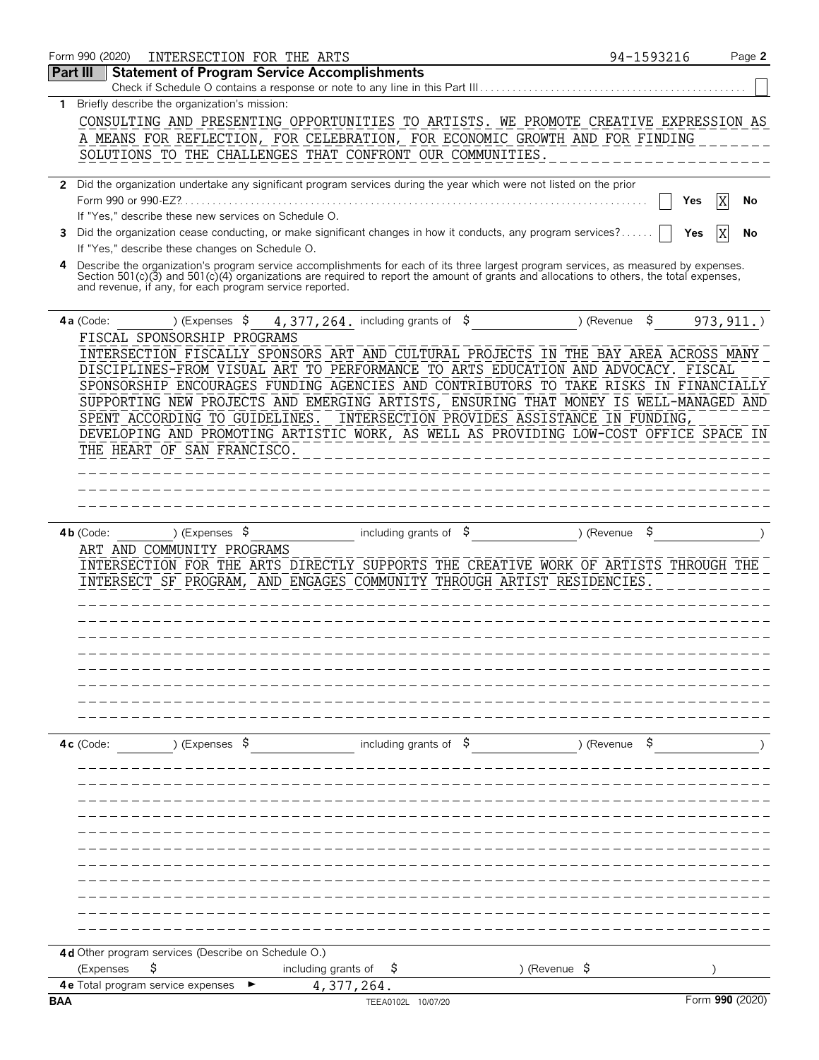Form 990 (2020) INTERSECTION FOR THE ARTS 94-1593216

## Part III Statement of Program Service Accomplishments

Check if Schedule O contains a response or note to any line in this Part III ☐

**1** Briefly describe the organization's mission:

CONSULTING AND PRESENTING OPPORTUNITIES TO ARTISTS. WE PROMOTE CREATIVE EXPRESSION AS A MEANS FOR REFLECTION, FOR CELEBRATION, FOR ECONOMIC GROWTH AND FOR FINDING SOLUTIONS TO THE CHALLENGES THAT CONFRONT OUR COMMUNITIES.

**2** Did the organization undertake any significant program services during the year which were not listed on the prior Form 990 or 990-EZ? ☐ Yes ☒ No

If "Yes," describe these new services on Schedule O.

**3** Did the organization cease conducting, or make significant changes in how it conducts, any program services? ☐ Yes ☒ No

If "Yes," describe these changes on Schedule O.

**4** Describe the organization's program service accomplishments for each of its three largest program services, as measured by expenses. Section 501(c)(3) and 501(c)(4) organizations are required to report the amount of grants and allocations to others, the total expenses, and revenue, if any, for each program service reported.

**4a** (Code: ) (Expenses $ 4,377,264. including grants of $ ) (Revenue $ 973,911.)

FISCAL SPONSORSHIP PROGRAMS

INTERSECTION FISCALLY SPONSORS ART AND CULTURAL PROJECTS IN THE BAY AREA ACROSS MANY DISCIPLINES-FROM VISUAL ART TO PERFORMANCE TO ARTS EDUCATION AND ADVOCACY. FISCAL SPONSORSHIP ENCOURAGES FUNDING AGENCIES AND CONTRIBUTORS TO TAKE RISKS IN FINANCIALLY SUPPORTING NEW PROJECTS AND EMERGING ARTISTS, ENSURING THAT MONEY IS WELL-MANAGED AND SPENT ACCORDING TO GUIDELINES. INTERSECTION PROVIDES ASSISTANCE IN FUNDING, DEVELOPING AND PROMOTING ARTISTIC WORK, AS WELL AS PROVIDING LOW-COST OFFICE SPACE IN THE HEART OF SAN FRANCISCO.

**4b** (Code: ) (Expenses $ including grants of $ ) (Revenue $ )

ART AND COMMUNITY PROGRAMS

INTERSECTION FOR THE ARTS DIRECTLY SUPPORTS THE CREATIVE WORK OF ARTISTS THROUGH THE INTERSECT SF PROGRAM, AND ENGAGES COMMUNITY THROUGH ARTIST RESIDENCIES.

**4c** (Code: ) (Expenses $ including grants of $ ) (Revenue $ )

**4d** Other program services (Describe on Schedule O.)

(Expenses $ including grants of $ ) (Revenue $ )

**4e** Total program service expenses ► 4,377,264.

BAA TEEA0102L 10/07/20 Form **990** (2020)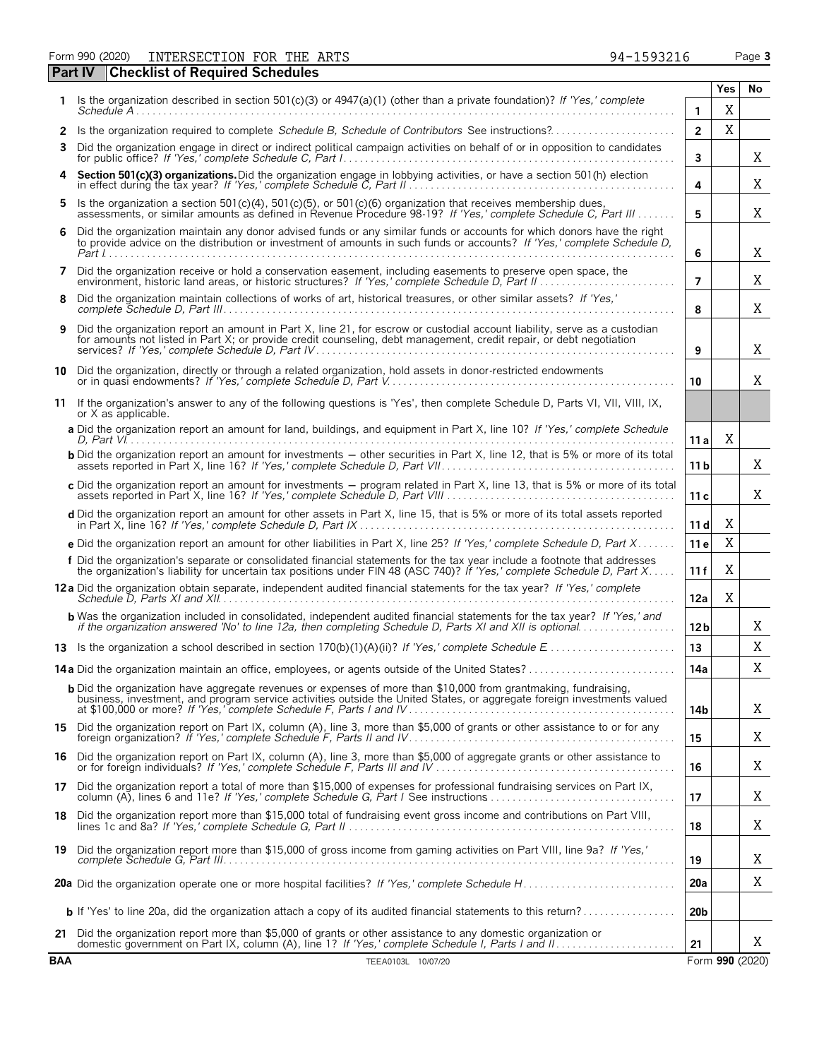Form 990 (2020) INTERSECTION FOR THE ARTS 94-1593216

## Part IV Checklist of Required Schedules

| | | | Yes | No |
|---|---|---|---|---|
| 1 | Is the organization described in section 501(c)(3) or 4947(a)(1) (other than a private foundation)? *If 'Yes,' complete Schedule A* | 1 | X | |
| 2 | Is the organization required to complete *Schedule B, Schedule of Contributors* See instructions? | 2 | X | |
| 3 | Did the organization engage in direct or indirect political campaign activities on behalf of or in opposition to candidates for public office? *If 'Yes,' complete Schedule C, Part I* | 3 | | X |
| 4 | **Section 501(c)(3) organizations.** Did the organization engage in lobbying activities, or have a section 501(h) election in effect during the tax year? *If 'Yes,' complete Schedule C, Part II* | 4 | | X |
| 5 | Is the organization a section 501(c)(4), 501(c)(5), or 501(c)(6) organization that receives membership dues, assessments, or similar amounts as defined in Revenue Procedure 98-19? *If 'Yes,' complete Schedule C, Part III* | 5 | | X |
| 6 | Did the organization maintain any donor advised funds or any similar funds or accounts for which donors have the right to provide advice on the distribution or investment of amounts in such funds or accounts? *If 'Yes,' complete Schedule D, Part I* | 6 | | X |
| 7 | Did the organization receive or hold a conservation easement, including easements to preserve open space, the environment, historic land areas, or historic structures? *If 'Yes,' complete Schedule D, Part II* | 7 | | X |
| 8 | Did the organization maintain collections of works of art, historical treasures, or other similar assets? *If 'Yes,' complete Schedule D, Part III* | 8 | | X |
| 9 | Did the organization report an amount in Part X, line 21, for escrow or custodial account liability, serve as a custodian for amounts not listed in Part X; or provide credit counseling, debt management, credit repair, or debt negotiation services? *If 'Yes,' complete Schedule D, Part IV* | 9 | | X |
| 10 | Did the organization, directly or through a related organization, hold assets in donor-restricted endowments or in quasi endowments? *If 'Yes,' complete Schedule D, Part V* | 10 | | X |
| 11 | If the organization's answer to any of the following questions is 'Yes', then complete Schedule D, Parts VI, VII, VIII, IX, or X as applicable. | | | |
| | **a** Did the organization report an amount for land, buildings, and equipment in Part X, line 10? *If 'Yes,' complete Schedule D, Part VI* | 11 a | X | |
| | **b** Did the organization report an amount for investments − other securities in Part X, line 12, that is 5% or more of its total assets reported in Part X, line 16? *If 'Yes,' complete Schedule D, Part VII* | 11 b | | X |
| | **c** Did the organization report an amount for investments − program related in Part X, line 13, that is 5% or more of its total assets reported in Part X, line 16? *If 'Yes,' complete Schedule D, Part VIII* | 11 c | | X |
| | **d** Did the organization report an amount for other assets in Part X, line 15, that is 5% or more of its total assets reported in Part X, line 16? *If 'Yes,' complete Schedule D, Part IX* | 11 d | X | |
| | **e** Did the organization report an amount for other liabilities in Part X, line 25? *If 'Yes,' complete Schedule D, Part X* | 11 e | X | |
| | **f** Did the organization's separate or consolidated financial statements for the tax year include a footnote that addresses the organization's liability for uncertain tax positions under FIN 48 (ASC 740)? *If 'Yes,' complete Schedule D, Part X* | 11 f | X | |
| 12 | **a** Did the organization obtain separate, independent audited financial statements for the tax year? *If 'Yes,' complete Schedule D, Parts XI and XII* | 12a | X | |
| | **b** Was the organization included in consolidated, independent audited financial statements for the tax year? *If 'Yes,' and if the organization answered 'No' to line 12a, then completing Schedule D, Parts XI and XII is optional* | 12 b | | X |
| 13 | Is the organization a school described in section 170(b)(1)(A)(ii)? *If 'Yes,' complete Schedule E* | 13 | | X |
| 14 | **a** Did the organization maintain an office, employees, or agents outside of the United States? | 14a | | X |
| | **b** Did the organization have aggregate revenues or expenses of more than $10,000 from grantmaking, fundraising, business, investment, and program service activities outside the United States, or aggregate foreign investments valued at $100,000 or more? *If 'Yes,' complete Schedule F, Parts I and IV* | 14b | | X |
| 15 | Did the organization report on Part IX, column (A), line 3, more than $5,000 of grants or other assistance to or for any foreign organization? *If 'Yes,' complete Schedule F, Parts II and IV* | 15 | | X |
| 16 | Did the organization report on Part IX, column (A), line 3, more than $5,000 of aggregate grants or other assistance to or for foreign individuals? *If 'Yes,' complete Schedule F, Parts III and IV* | 16 | | X |
| 17 | Did the organization report a total of more than $15,000 of expenses for professional fundraising services on Part IX, column (A), lines 6 and 11e? *If 'Yes,' complete Schedule G, Part I* See instructions | 17 | | X |
| 18 | Did the organization report more than $15,000 total of fundraising event gross income and contributions on Part VIII, lines 1c and 8a? *If 'Yes,' complete Schedule G, Part II* | 18 | | X |
| 19 | Did the organization report more than $15,000 of gross income from gaming activities on Part VIII, line 9a? *If 'Yes,' complete Schedule G, Part III* | 19 | | X |
| 20 | **a** Did the organization operate one or more hospital facilities? *If 'Yes,' complete Schedule H* | 20a | | X |
| | **b** If 'Yes' to line 20a, did the organization attach a copy of its audited financial statements to this return? | 20b | | |
| 21 | Did the organization report more than $5,000 of grants or other assistance to any domestic organization or domestic government on Part IX, column (A), line 1? *If 'Yes,' complete Schedule I, Parts I and II* | 21 | | X |

BAA TEEA0103L 10/07/20 Form **990** (2020)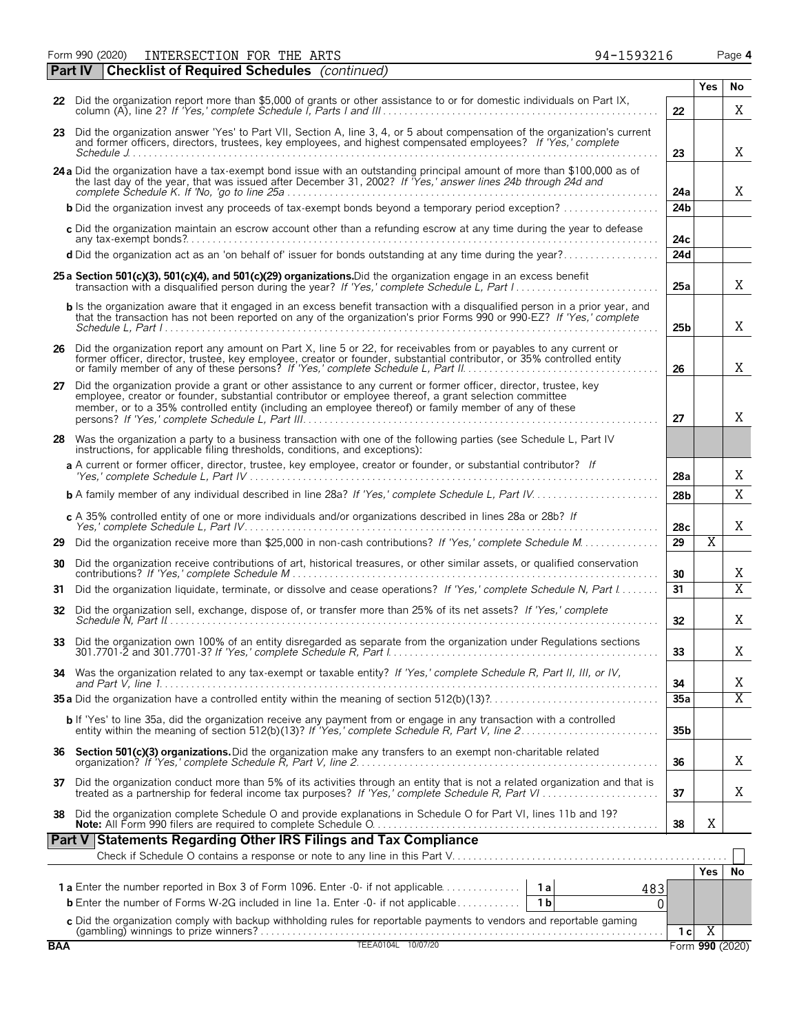Form 990 (2020) INTERSECTION FOR THE ARTS 94-1593216 Page **4**

## Part IV Checklist of Required Schedules *(continued)*

| | | | Yes | No |
|---|---|---|---|---|
| **22** | Did the organization report more than $5,000 of grants or other assistance to or for domestic individuals on Part IX, column (A), line 2? *If 'Yes,' complete Schedule I, Parts I and III* | 22 | | X |
| **23** | Did the organization answer 'Yes' to Part VII, Section A, line 3, 4, or 5 about compensation of the organization's current and former officers, directors, trustees, key employees, and highest compensated employees? *If 'Yes,' complete Schedule J* | 23 | | X |
| **24 a** | Did the organization have a tax-exempt bond issue with an outstanding principal amount of more than $100,000 as of the last day of the year, that was issued after December 31, 2002? *If 'Yes,' answer lines 24b through 24d and complete Schedule K. If 'No,' go to line 25a* | 24a | | X |
| **b** | Did the organization invest any proceeds of tax-exempt bonds beyond a temporary period exception? | 24b | | |
| **c** | Did the organization maintain an escrow account other than a refunding escrow at any time during the year to defease any tax-exempt bonds? | 24c | | |
| **d** | Did the organization act as an 'on behalf of' issuer for bonds outstanding at any time during the year? | 24d | | |
| **25 a** | **Section 501(c)(3), 501(c)(4), and 501(c)(29) organizations.** Did the organization engage in an excess benefit transaction with a disqualified person during the year? *If 'Yes,' complete Schedule L, Part I* | 25a | | X |
| **b** | Is the organization aware that it engaged in an excess benefit transaction with a disqualified person in a prior year, and that the transaction has not been reported on any of the organization's prior Forms 990 or 990-EZ? *If 'Yes,' complete Schedule L, Part I* | 25b | | X |
| **26** | Did the organization report any amount on Part X, line 5 or 22, for receivables from or payables to any current or former officer, director, trustee, key employee, creator or founder, substantial contributor, or 35% controlled entity or family member of any of these persons? *If 'Yes,' complete Schedule L, Part II* | 26 | | X |
| **27** | Did the organization provide a grant or other assistance to any current or former officer, director, trustee, key employee, creator or founder, substantial contributor or employee thereof, a grant selection committee member, or to a 35% controlled entity (including an employee thereof) or family member of any of these persons? *If 'Yes,' complete Schedule L, Part III* | 27 | | X |
| **28** | Was the organization a party to a business transaction with one of the following parties (see Schedule L, Part IV instructions, for applicable filing thresholds, conditions, and exceptions): | | | |
| **a** | A current or former officer, director, trustee, key employee, creator or founder, or substantial contributor? *If 'Yes,' complete Schedule L, Part IV* | 28a | | X |
| **b** | A family member of any individual described in line 28a? *If 'Yes,' complete Schedule L, Part IV* | 28b | | X |
| **c** | A 35% controlled entity of one or more individuals and/or organizations described in lines 28a or 28b? *If Yes,' complete Schedule L, Part IV* | 28c | | X |
| **29** | Did the organization receive more than $25,000 in non-cash contributions? *If 'Yes,' complete Schedule M* | 29 | X | |
| **30** | Did the organization receive contributions of art, historical treasures, or other similar assets, or qualified conservation contributions? *If 'Yes,' complete Schedule M* | 30 | | X |
| **31** | Did the organization liquidate, terminate, or dissolve and cease operations? *If 'Yes,' complete Schedule N, Part I* | 31 | | X |
| **32** | Did the organization sell, exchange, dispose of, or transfer more than 25% of its net assets? *If 'Yes,' complete Schedule N, Part II* | 32 | | X |
| **33** | Did the organization own 100% of an entity disregarded as separate from the organization under Regulations sections 301.7701-2 and 301.7701-3? *If 'Yes,' complete Schedule R, Part I* | 33 | | X |
| **34** | Was the organization related to any tax-exempt or taxable entity? *If 'Yes,' complete Schedule R, Part II, III, or IV, and Part V, line 1* | 34 | | X |
| **35 a** | Did the organization have a controlled entity within the meaning of section 512(b)(13)? | 35a | | X |
| **b** | If 'Yes' to line 35a, did the organization receive any payment from or engage in any transaction with a controlled entity within the meaning of section 512(b)(13)? *If 'Yes,' complete Schedule R, Part V, line 2* | 35b | | |
| **36** | **Section 501(c)(3) organizations.** Did the organization make any transfers to an exempt non-charitable related organization? *If 'Yes,' complete Schedule R, Part V, line 2* | 36 | | X |
| **37** | Did the organization conduct more than 5% of its activities through an entity that is not a related organization and that is treated as a partnership for federal income tax purposes? *If 'Yes,' complete Schedule R, Part VI* | 37 | | X |
| **38** | Did the organization complete Schedule O and provide explanations in Schedule O for Part VI, lines 11b and 19? **Note:** All Form 990 filers are required to complete Schedule O. | 38 | X | |

## Part V Statements Regarding Other IRS Filings and Tax Compliance

Check if Schedule O contains a response or note to any line in this Part V ☐

| | | | | | Yes | No |
|---|---|---|---|---|---|---|
| **1 a** | Enter the number reported in Box 3 of Form 1096. Enter -0- if not applicable | 1a | 483 | | | |
| **b** | Enter the number of Forms W-2G included in line 1a. Enter -0- if not applicable | 1b | 0 | | | |
| **c** | Did the organization comply with backup withholding rules for reportable payments to vendors and reportable gaming (gambling) winnings to prize winners? | | | 1c | X | |

BAA TEEA0104L 10/07/20 Form **990** (2020)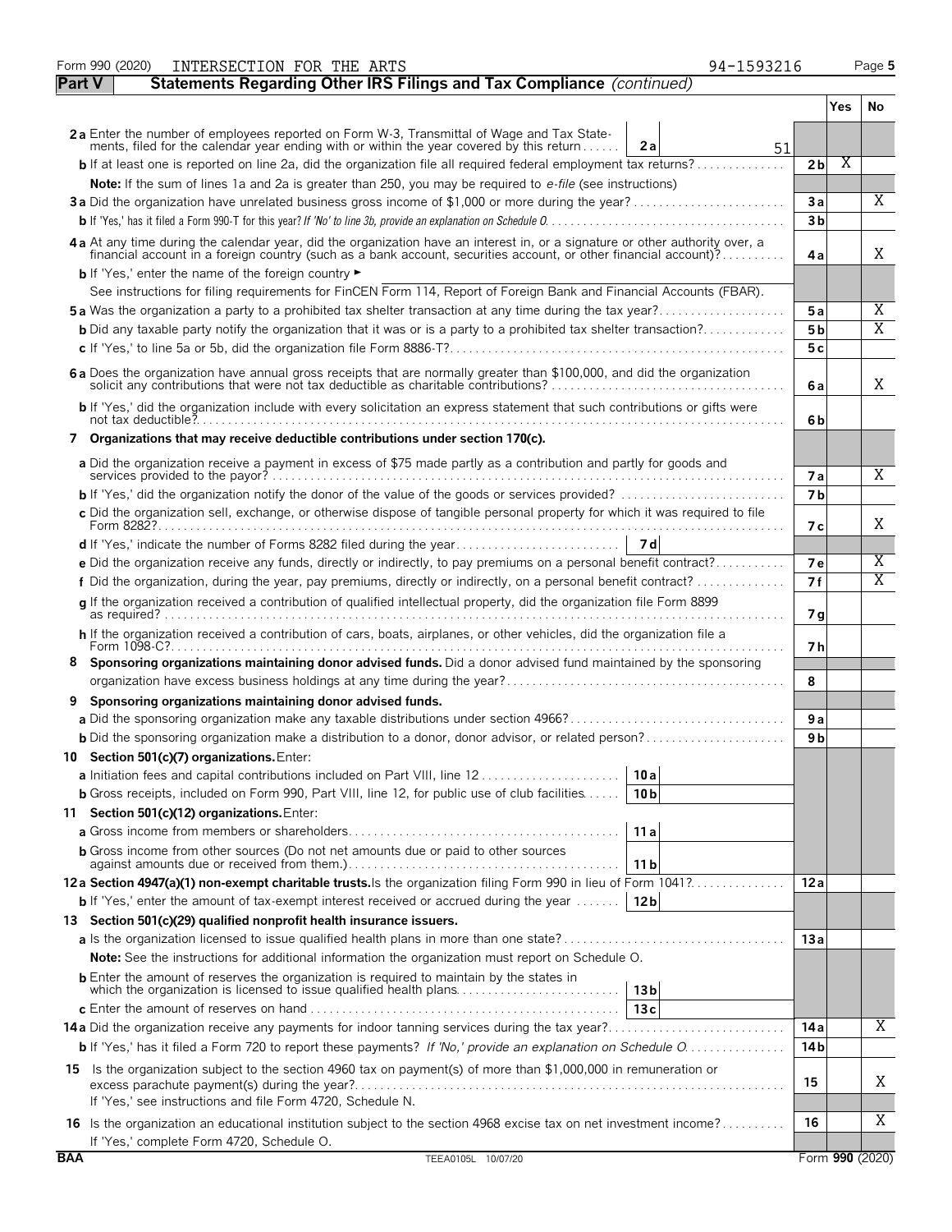Form 990 (2020) INTERSECTION FOR THE ARTS 94-1593216

## Part V Statements Regarding Other IRS Filings and Tax Compliance *(continued)*

| | | | | Yes | No |
|---|---|---|---|---|---|
| **2a** Enter the number of employees reported on Form W-3, Transmittal of Wage and Tax Statements, filed for the calendar year ending with or within the year covered by this return | 2a | 51 | | | |
| **b** If at least one is reported on line 2a, did the organization file all required federal employment tax returns? | | | 2b | X | |
| **Note:** If the sum of lines 1a and 2a is greater than 250, you may be required to *e-file* (see instructions) | | | | | |
| **3a** Did the organization have unrelated business gross income of $1,000 or more during the year? | | | 3a | | X |
| **b** If 'Yes,' has it filed a Form 990-T for this year? *If 'No' to line 3b, provide an explanation on Schedule O* | | | 3b | | |
| **4a** At any time during the calendar year, did the organization have an interest in, or a signature or other authority over, a financial account in a foreign country (such as a bank account, securities account, or other financial account)? | | | 4a | | X |
| **b** If 'Yes,' enter the name of the foreign country ► | | | | | |
| See instructions for filing requirements for FinCEN Form 114, Report of Foreign Bank and Financial Accounts (FBAR). | | | | | |
| **5a** Was the organization a party to a prohibited tax shelter transaction at any time during the tax year? | | | 5a | | X |
| **b** Did any taxable party notify the organization that it was or is a party to a prohibited tax shelter transaction? | | | 5b | | X |
| **c** If 'Yes,' to line 5a or 5b, did the organization file Form 8886-T? | | | 5c | | |
| **6a** Does the organization have annual gross receipts that are normally greater than $100,000, and did the organization solicit any contributions that were not tax deductible as charitable contributions? | | | 6a | | X |
| **b** If 'Yes,' did the organization include with every solicitation an express statement that such contributions or gifts were not tax deductible? | | | 6b | | |
| **7 Organizations that may receive deductible contributions under section 170(c).** | | | | | |
| **a** Did the organization receive a payment in excess of $75 made partly as a contribution and partly for goods and services provided to the payor? | | | 7a | | X |
| **b** If 'Yes,' did the organization notify the donor of the value of the goods or services provided? | | | 7b | | |
| **c** Did the organization sell, exchange, or otherwise dispose of tangible personal property for which it was required to file Form 8282? | | | 7c | | X |
| **d** If 'Yes,' indicate the number of Forms 8282 filed during the year | 7d | | | | |
| **e** Did the organization receive any funds, directly or indirectly, to pay premiums on a personal benefit contract? | | | 7e | | X |
| **f** Did the organization, during the year, pay premiums, directly or indirectly, on a personal benefit contract? | | | 7f | | X |
| **g** If the organization received a contribution of qualified intellectual property, did the organization file Form 8899 as required? | | | 7g | | |
| **h** If the organization received a contribution of cars, boats, airplanes, or other vehicles, did the organization file a Form 1098-C? | | | 7h | | |
| **8 Sponsoring organizations maintaining donor advised funds.** Did a donor advised fund maintained by the sponsoring organization have excess business holdings at any time during the year? | | | 8 | | |
| **9 Sponsoring organizations maintaining donor advised funds.** | | | | | |
| **a** Did the sponsoring organization make any taxable distributions under section 4966? | | | 9a | | |
| **b** Did the sponsoring organization make a distribution to a donor, donor advisor, or related person? | | | 9b | | |
| **10 Section 501(c)(7) organizations.** Enter: | | | | | |
| **a** Initiation fees and capital contributions included on Part VIII, line 12 | 10a | | | | |
| **b** Gross receipts, included on Form 990, Part VIII, line 12, for public use of club facilities | 10b | | | | |
| **11 Section 501(c)(12) organizations.** Enter: | | | | | |
| **a** Gross income from members or shareholders | 11a | | | | |
| **b** Gross income from other sources (Do not net amounts due or paid to other sources against amounts due or received from them.) | 11b | | | | |
| **12a Section 4947(a)(1) non-exempt charitable trusts.** Is the organization filing Form 990 in lieu of Form 1041? | | | 12a | | |
| **b** If 'Yes,' enter the amount of tax-exempt interest received or accrued during the year | 12b | | | | |
| **13 Section 501(c)(29) qualified nonprofit health insurance issuers.** | | | | | |
| **a** Is the organization licensed to issue qualified health plans in more than one state? | | | 13a | | |
| **Note:** See the instructions for additional information the organization must report on Schedule O. | | | | | |
| **b** Enter the amount of reserves the organization is required to maintain by the states in which the organization is licensed to issue qualified health plans | 13b | | | | |
| **c** Enter the amount of reserves on hand | 13c | | | | |
| **14a** Did the organization receive any payments for indoor tanning services during the tax year? | | | 14a | | X |
| **b** If 'Yes,' has it filed a Form 720 to report these payments? *If 'No,' provide an explanation on Schedule O* | | | 14b | | |
| **15** Is the organization subject to the section 4960 tax on payment(s) of more than $1,000,000 in remuneration or excess parachute payment(s) during the year? | | | 15 | | X |
| If 'Yes,' see instructions and file Form 4720, Schedule N. | | | | | |
| **16** Is the organization an educational institution subject to the section 4968 excise tax on net investment income? | | | 16 | | X |
| If 'Yes,' complete Form 4720, Schedule O. | | | | | |

BAA TEEA0105L 10/07/20 Form **990** (2020)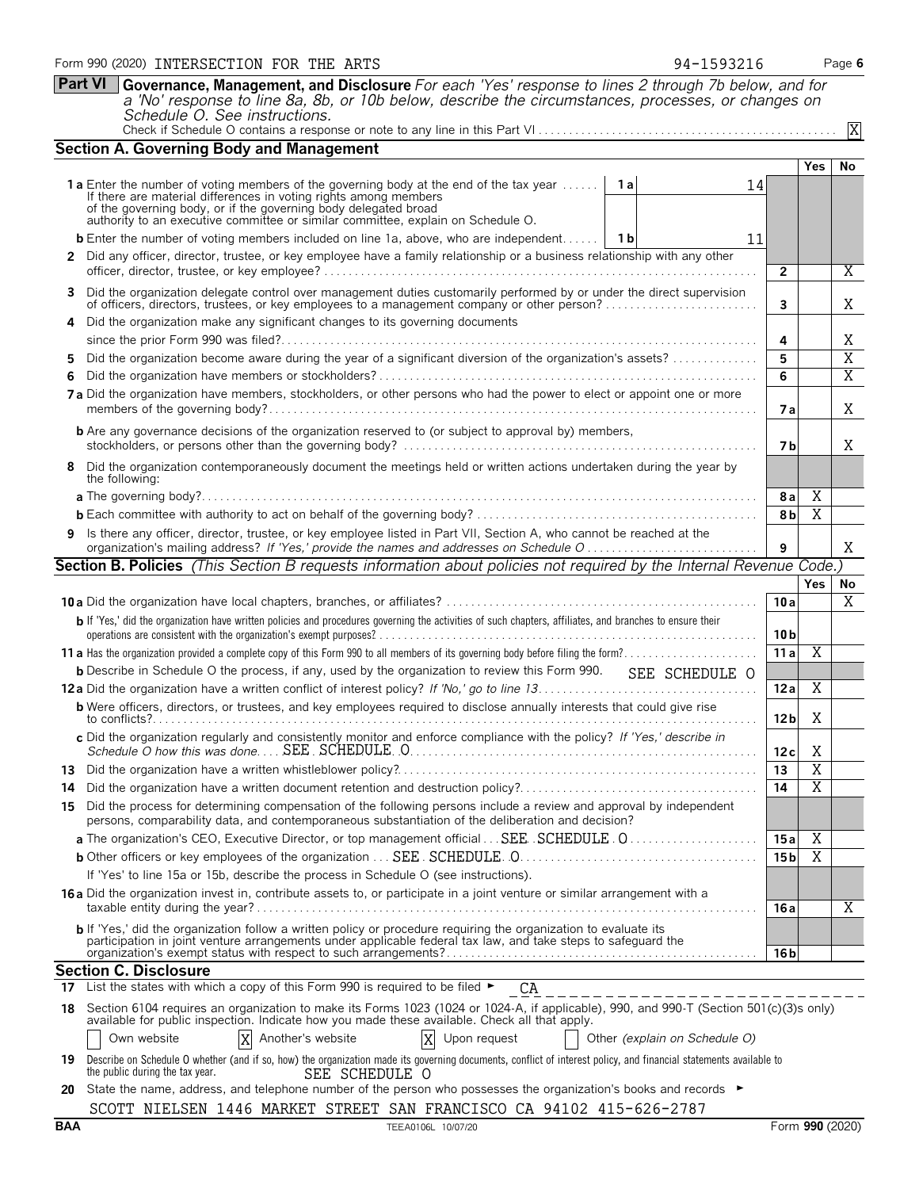Form 990 (2020) INTERSECTION FOR THE ARTS 94-1593216

**Part VI** **Governance, Management, and Disclosure** *For each 'Yes' response to lines 2 through 7b below, and for a 'No' response to line 8a, 8b, or 10b below, describe the circumstances, processes, or changes on Schedule O. See instructions.*

Check if Schedule O contains a response or note to any line in this Part VI ..... [X]

## Section A. Governing Body and Management

| | | | Yes | No |
|---|---|---|---|---|
| **1a** Enter the number of voting members of the governing body at the end of the tax year ..... If there are material differences in voting rights among members of the governing body, or if the governing body delegated broad authority to an executive committee or similar committee, explain on Schedule O. | 1a: 14 | | | |
| **b** Enter the number of voting members included on line 1a, above, who are independent..... | 1b: 11 | | | |
| **2** Did any officer, director, trustee, or key employee have a family relationship or a business relationship with any other officer, director, trustee, or key employee? | | 2 | | X |
| **3** Did the organization delegate control over management duties customarily performed by or under the direct supervision of officers, directors, trustees, or key employees to a management company or other person? | | 3 | | X |
| **4** Did the organization make any significant changes to its governing documents since the prior Form 990 was filed? | | 4 | | X |
| **5** Did the organization become aware during the year of a significant diversion of the organization's assets? | | 5 | | X |
| **6** Did the organization have members or stockholders? | | 6 | | X |
| **7a** Did the organization have members, stockholders, or other persons who had the power to elect or appoint one or more members of the governing body? | | 7a | | X |
| **b** Are any governance decisions of the organization reserved to (or subject to approval by) members, stockholders, or persons other than the governing body? | | 7b | | X |
| **8** Did the organization contemporaneously document the meetings held or written actions undertaken during the year by the following: | | | | |
| **a** The governing body? | | 8a | X | |
| **b** Each committee with authority to act on behalf of the governing body? | | 8b | X | |
| **9** Is there any officer, director, trustee, or key employee listed in Part VII, Section A, who cannot be reached at the organization's mailing address? *If 'Yes,' provide the names and addresses on Schedule O* | | 9 | | X |

## Section B. Policies *(This Section B requests information about policies not required by the Internal Revenue Code.)*

| | | Yes | No |
|---|---|---|---|
| **10a** Did the organization have local chapters, branches, or affiliates? | 10a | | X |
| **b** If 'Yes,' did the organization have written policies and procedures governing the activities of such chapters, affiliates, and branches to ensure their operations are consistent with the organization's exempt purposes? | 10b | | |
| **11a** Has the organization provided a complete copy of this Form 990 to all members of its governing body before filing the form? | 11a | X | |
| **b** Describe in Schedule O the process, if any, used by the organization to review this Form 990. SEE SCHEDULE O | | | |
| **12a** Did the organization have a written conflict of interest policy? *If 'No,' go to line 13* | 12a | X | |
| **b** Were officers, directors, or trustees, and key employees required to disclose annually interests that could give rise to conflicts? | 12b | X | |
| **c** Did the organization regularly and consistently monitor and enforce compliance with the policy? *If 'Yes,' describe in Schedule O how this was done* SEE SCHEDULE O | 12c | X | |
| **13** Did the organization have a written whistleblower policy? | 13 | X | |
| **14** Did the organization have a written document retention and destruction policy? | 14 | X | |
| **15** Did the process for determining compensation of the following persons include a review and approval by independent persons, comparability data, and contemporaneous substantiation of the deliberation and decision? | | | |
| **a** The organization's CEO, Executive Director, or top management official SEE SCHEDULE O | 15a | X | |
| **b** Other officers or key employees of the organization SEE SCHEDULE O | 15b | X | |
| If 'Yes' to line 15a or 15b, describe the process in Schedule O (see instructions). | | | |
| **16a** Did the organization invest in, contribute assets to, or participate in a joint venture or similar arrangement with a taxable entity during the year? | 16a | | X |
| **b** If 'Yes,' did the organization follow a written policy or procedure requiring the organization to evaluate its participation in joint venture arrangements under applicable federal tax law, and take steps to safeguard the organization's exempt status with respect to such arrangements? | 16b | | |

## Section C. Disclosure

**17** List the states with which a copy of this Form 990 is required to be filed ► CA

**18** Section 6104 requires an organization to make its Forms 1023 (1024 or 1024-A, if applicable), 990, and 990-T (Section 501(c)(3)s only) available for public inspection. Indicate how you made these available. Check all that apply.

[ ] Own website [X] Another's website [X] Upon request [ ] Other *(explain on Schedule O)*

**19** Describe on Schedule O whether (and if so, how) the organization made its governing documents, conflict of interest policy, and financial statements available to the public during the tax year. SEE SCHEDULE O

**20** State the name, address, and telephone number of the person who possesses the organization's books and records ►

SCOTT NIELSEN 1446 MARKET STREET SAN FRANCISCO CA 94102 415-626-2787

BAA TEEA0106L 10/07/20 Form **990** (2020)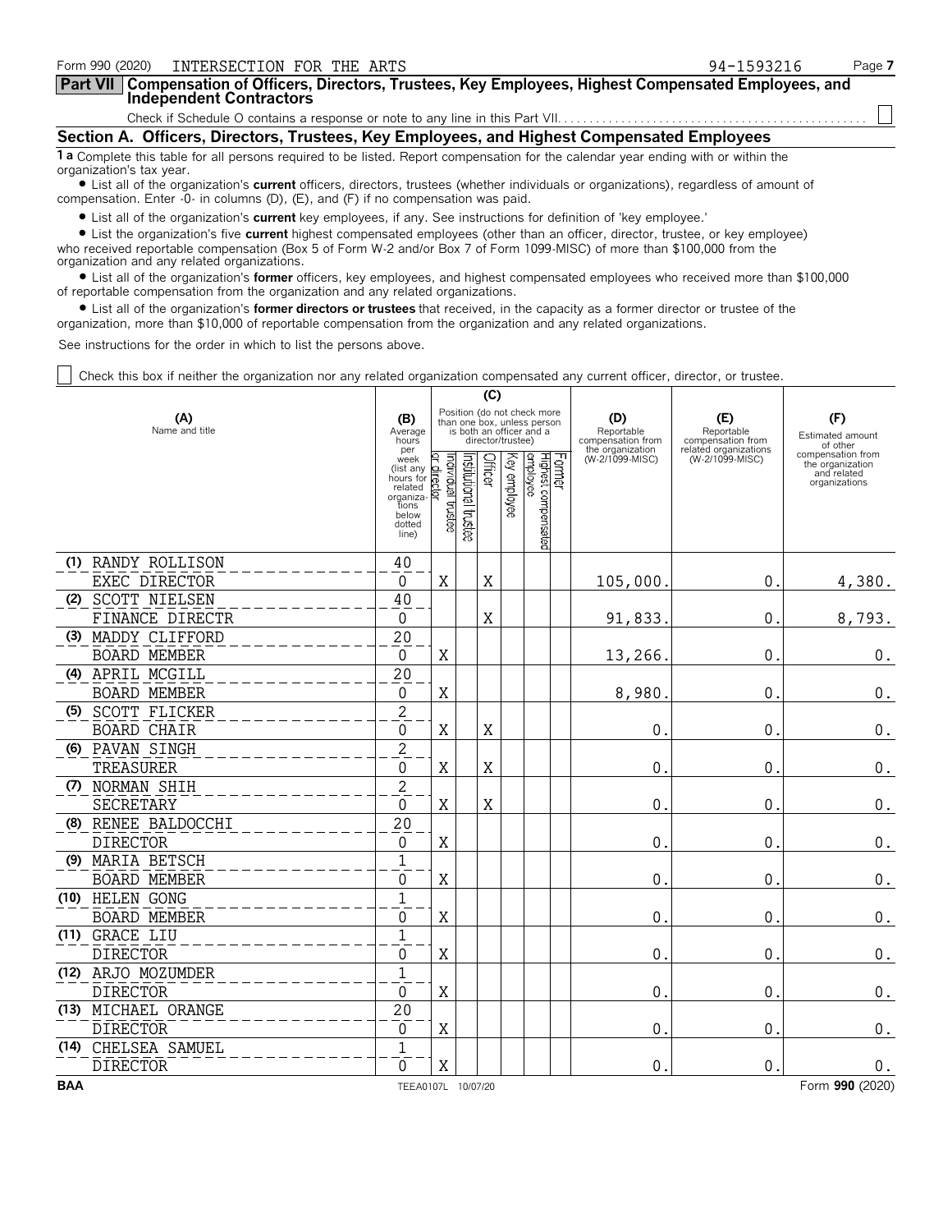Form 990 (2020) INTERSECTION FOR THE ARTS 94-1593216 Page 7

## Part VII Compensation of Officers, Directors, Trustees, Key Employees, Highest Compensated Employees, and Independent Contractors

Check if Schedule O contains a response or note to any line in this Part VII. . . . . ☐

### Section A. Officers, Directors, Trustees, Key Employees, and Highest Compensated Employees

**1 a** Complete this table for all persons required to be listed. Report compensation for the calendar year ending with or within the organization's tax year.

- List all of the organization's **current** officers, directors, trustees (whether individuals or organizations), regardless of amount of compensation. Enter -0- in columns (D), (E), and (F) if no compensation was paid.
- List all of the organization's **current** key employees, if any. See instructions for definition of 'key employee.'
- List the organization's five **current** highest compensated employees (other than an officer, director, trustee, or key employee) who received reportable compensation (Box 5 of Form W-2 and/or Box 7 of Form 1099-MISC) of more than $100,000 from the organization and any related organizations.
- List all of the organization's **former** officers, key employees, and highest compensated employees who received more than $100,000 of reportable compensation from the organization and any related organizations.
- List all of the organization's **former directors or trustees** that received, in the capacity as a former director or trustee of the organization, more than $10,000 of reportable compensation from the organization and any related organizations.

See instructions for the order in which to list the persons above.

☐ Check this box if neither the organization nor any related organization compensated any current officer, director, or trustee.

| (A) Name and title | (B) Average hours per week (list any hours for related organizations below dotted line) | (C) Individual trustee or director | Institutional trustee | Officer | Key employee | Highest compensated employee | Former | (D) Reportable compensation from the organization (W-2/1099-MISC) | (E) Reportable compensation from related organizations (W-2/1099-MISC) | (F) Estimated amount of other compensation from the organization and related organizations |
|---|---|---|---|---|---|---|---|---|---|---|
| (1) RANDY ROLLISON<br>EXEC DIRECTOR | 40<br>0 | X | | X | | | | 105,000. | 0. | 4,380. |
| (2) SCOTT NIELSEN<br>FINANCE DIRECTR | 40<br>0 | | | X | | | | 91,833. | 0. | 8,793. |
| (3) MADDY CLIFFORD<br>BOARD MEMBER | 20<br>0 | X | | | | | | 13,266. | 0. | 0. |
| (4) APRIL MCGILL<br>BOARD MEMBER | 20<br>0 | X | | | | | | 8,980. | 0. | 0. |
| (5) SCOTT FLICKER<br>BOARD CHAIR | 2<br>0 | X | | X | | | | 0. | 0. | 0. |
| (6) PAVAN SINGH<br>TREASURER | 2<br>0 | X | | X | | | | 0. | 0. | 0. |
| (7) NORMAN SHIH<br>SECRETARY | 2<br>0 | X | | X | | | | 0. | 0. | 0. |
| (8) RENEE BALDOCCHI<br>DIRECTOR | 20<br>0 | X | | | | | | 0. | 0. | 0. |
| (9) MARIA BETSCH<br>BOARD MEMBER | 1<br>0 | X | | | | | | 0. | 0. | 0. |
| (10) HELEN GONG<br>BOARD MEMBER | 1<br>0 | X | | | | | | 0. | 0. | 0. |
| (11) GRACE LIU<br>DIRECTOR | 1<br>0 | X | | | | | | 0. | 0. | 0. |
| (12) ARJO MOZUMDER<br>DIRECTOR | 1<br>0 | X | | | | | | 0. | 0. | 0. |
| (13) MICHAEL ORANGE<br>DIRECTOR | 20<br>0 | X | | | | | | 0. | 0. | 0. |
| (14) CHELSEA SAMUEL<br>DIRECTOR | 1<br>0 | X | | | | | | 0. | 0. | 0. |

BAA TEEA0107L 10/07/20 Form 990 (2020)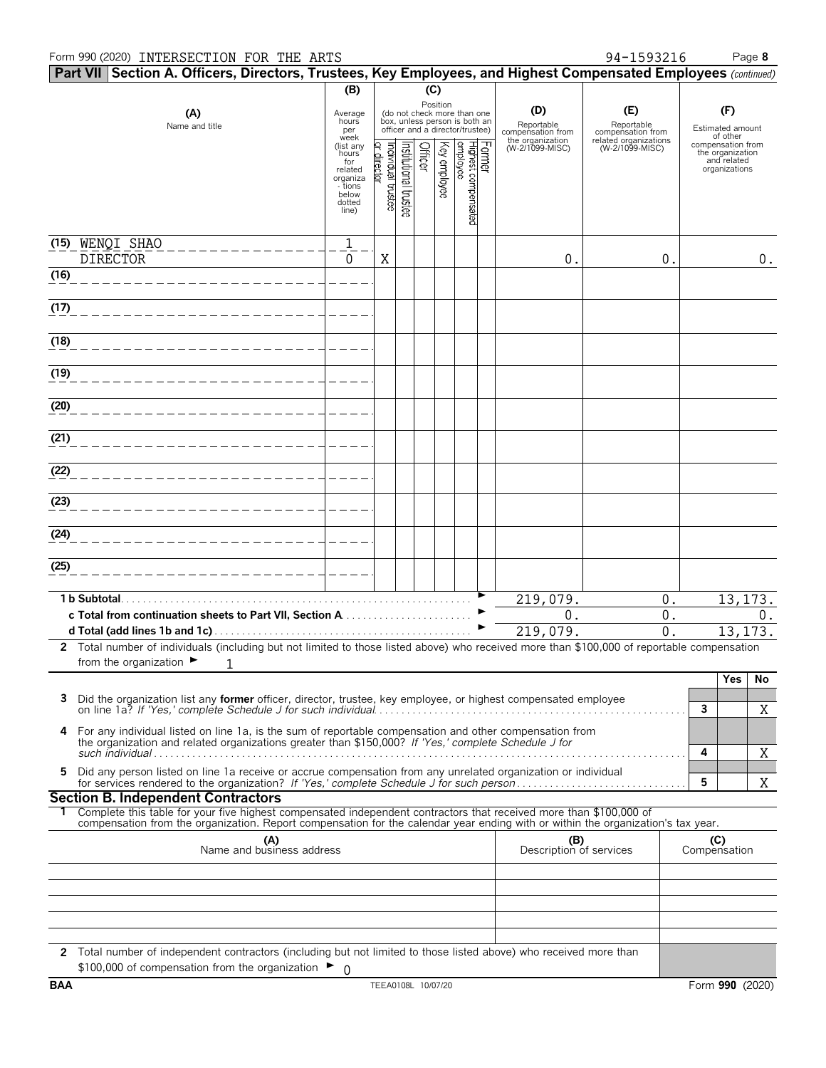Form 990 (2020) INTERSECTION FOR THE ARTS 94-1593216

**Part VII Section A. Officers, Directors, Trustees, Key Employees, and Highest Compensated Employees** *(continued)*

| (A) Name and title | (B) Average hours per week (list any hours for related organizations below dotted line) | (C) Position: Individual trustee or director | Institutional trustee | Officer | Key employee | Highest compensated employee | Former | (D) Reportable compensation from the organization (W-2/1099-MISC) | (E) Reportable compensation from related organizations (W-2/1099-MISC) | (F) Estimated amount of other compensation from the organization and related organizations |
|---|---|---|---|---|---|---|---|---|---|---|
| (15) WENQI SHAO DIRECTOR | 1 / 0 | X | | | | | | 0. | 0. | 0. |
| (16) | | | | | | | | | | |
| (17) | | | | | | | | | | |
| (18) | | | | | | | | | | |
| (19) | | | | | | | | | | |
| (20) | | | | | | | | | | |
| (21) | | | | | | | | | | |
| (22) | | | | | | | | | | |
| (23) | | | | | | | | | | |
| (24) | | | | | | | | | | |
| (25) | | | | | | | | | | |

| | (D) | (E) | (F) |
|---|---|---|---|
| **1 b Subtotal** | 219,079. | 0. | 13,173. |
| **c Total from continuation sheets to Part VII, Section A** | 0. | 0. | 0. |
| **d Total (add lines 1b and 1c)** | 219,079. | 0. | 13,173. |

**2** Total number of individuals (including but not limited to those listed above) who received more than $100,000 of reportable compensation from the organization ► 1

| | | Yes | No |
|---|---|---|---|
| **3** Did the organization list any **former** officer, director, trustee, key employee, or highest compensated employee on line 1a? *If 'Yes,' complete Schedule J for such individual* | 3 | | X |
| **4** For any individual listed on line 1a, is the sum of reportable compensation and other compensation from the organization and related organizations greater than $150,000? *If 'Yes,' complete Schedule J for such individual* | 4 | | X |
| **5** Did any person listed on line 1a receive or accrue compensation from any unrelated organization or individual for services rendered to the organization? *If 'Yes,' complete Schedule J for such person* | 5 | | X |

**Section B. Independent Contractors**

**1** Complete this table for your five highest compensated independent contractors that received more than $100,000 of compensation from the organization. Report compensation for the calendar year ending with or within the organization's tax year.

| (A) Name and business address | (B) Description of services | (C) Compensation |
|---|---|---|
| | | |
| | | |
| | | |
| | | |
| | | |

**2** Total number of independent contractors (including but not limited to those listed above) who received more than $100,000 of compensation from the organization ► 0

BAA TEEA0108L 10/07/20 Form **990** (2020)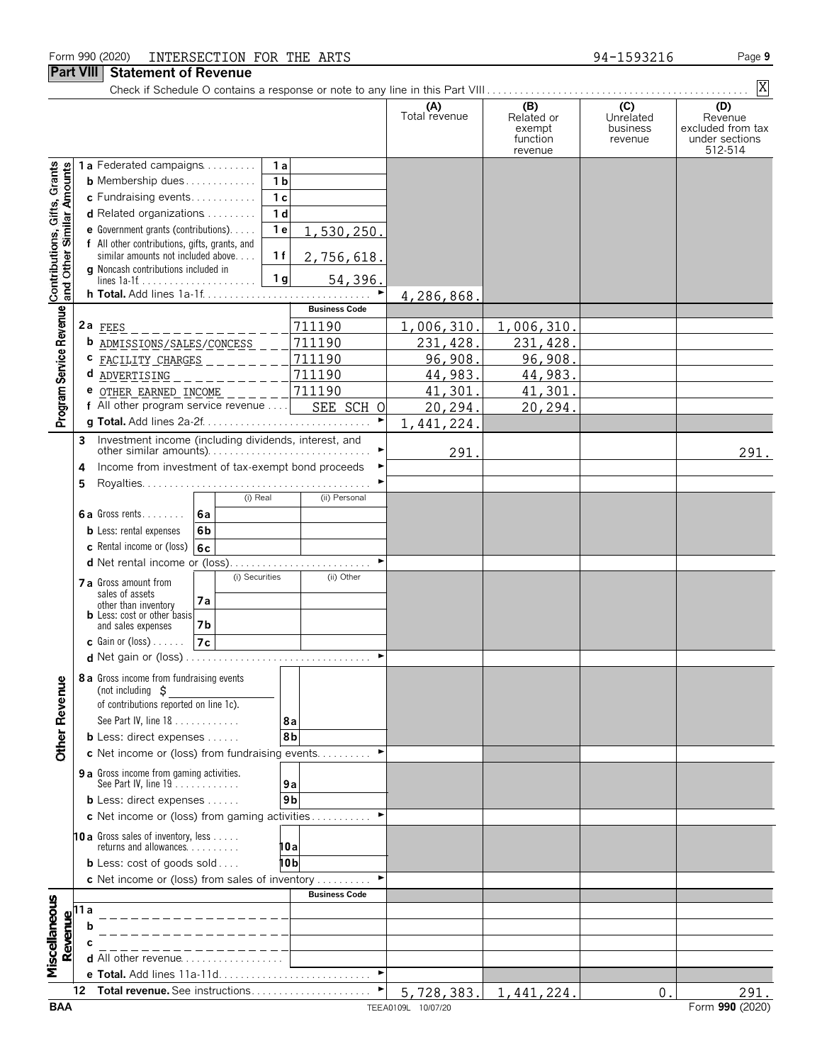Form 990 (2020) INTERSECTION FOR THE ARTS 94-1593216

## Part VIII Statement of Revenue

Check if Schedule O contains a response or note to any line in this Part VIII . . . [X]

| | | | (A) Total revenue | (B) Related or exempt function revenue | (C) Unrelated business revenue | (D) Revenue excluded from tax under sections 512-514 |
|---|---|---|---|---|---|---|
| **Contributions, Gifts, Grants and Other Similar Amounts** | 1a Federated campaigns . . . 1a | | | | | |
| | b Membership dues . . . 1b | | | | | |
| | c Fundraising events . . . 1c | | | | | |
| | d Related organizations . . . 1d | | | | | |
| | e Government grants (contributions) . . . 1e | 1,530,250. | | | | |
| | f All other contributions, gifts, grants, and similar amounts not included above . . . 1f | 2,756,618. | | | | |
| | g Noncash contributions included in lines 1a-1f . . . 1g | 54,396. | | | | |
| | h **Total.** Add lines 1a-1f . . . ► | | 4,286,868. | | | |
| **Program Service Revenue** | | **Business Code** | | | | |
| | 2a FEES | 711190 | 1,006,310. | 1,006,310. | | |
| | b ADMISSIONS/SALES/CONCESS | 711190 | 231,428. | 231,428. | | |
| | c FACILITY CHARGES | 711190 | 96,908. | 96,908. | | |
| | d ADVERTISING | 711190 | 44,983. | 44,983. | | |
| | e OTHER EARNED INCOME | 711190 | 41,301. | 41,301. | | |
| | f All other program service revenue . . . | SEE SCH O | 20,294. | 20,294. | | |
| | g **Total.** Add lines 2a-2f . . . ► | | 1,441,224. | | | |
| **Other Revenue** | 3 Investment income (including dividends, interest, and other similar amounts) . . . ► | | 291. | | | 291. |
| | 4 Income from investment of tax-exempt bond proceeds ► | | | | | |
| | 5 Royalties . . . ► | | | | | |
| | | (i) Real / (ii) Personal | | | | |
| | 6a Gross rents . . . 6a | | | | | |
| | b Less: rental expenses 6b | | | | | |
| | c Rental income or (loss) 6c | | | | | |
| | d Net rental income or (loss) . . . ► | | | | | |
| | | (i) Securities / (ii) Other | | | | |
| | 7a Gross amount from sales of assets other than inventory 7a | | | | | |
| | b Less: cost or other basis and sales expenses 7b | | | | | |
| | c Gain or (loss) . . . 7c | | | | | |
| | d Net gain or (loss) . . . ► | | | | | |
| | 8a Gross income from fundraising events (not including $ of contributions reported on line 1c). See Part IV, line 18 . . . 8a | | | | | |
| | b Less: direct expenses . . . 8b | | | | | |
| | c Net income or (loss) from fundraising events . . . ► | | | | | |
| | 9a Gross income from gaming activities. See Part IV, line 19 . . . 9a | | | | | |
| | b Less: direct expenses . . . 9b | | | | | |
| | c Net income or (loss) from gaming activities . . . ► | | | | | |
| | 10a Gross sales of inventory, less returns and allowances . . . 10a | | | | | |
| | b Less: cost of goods sold . . . 10b | | | | | |
| | c Net income or (loss) from sales of inventory . . . ► | | | | | |
| **Miscellaneous Revenue** | | **Business Code** | | | | |
| | 11a | | | | | |
| | b | | | | | |
| | c | | | | | |
| | d All other revenue . . . | | | | | |
| | e **Total.** Add lines 11a-11d . . . ► | | | | | |
| | 12 **Total revenue.** See instructions . . . ► | | 5,728,383. | 1,441,224. | 0. | 291. |

BAA TEEA0109L 10/07/20 Form **990** (2020)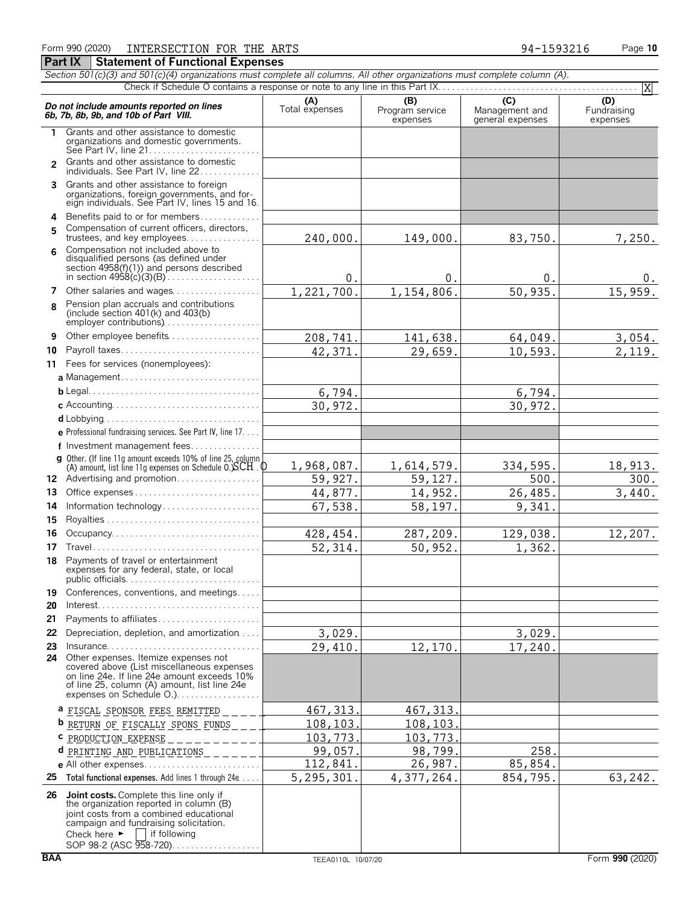Form 990 (2020) INTERSECTION FOR THE ARTS 94-1593216

## Part IX Statement of Functional Expenses

*Section 501(c)(3) and 501(c)(4) organizations must complete all columns. All other organizations must complete column (A).*

Check if Schedule O contains a response or note to any line in this Part IX . . . [X]

| | ***Do not include amounts reported on lines 6b, 7b, 8b, 9b, and 10b of Part VIII.*** | (A) Total expenses | (B) Program service expenses | (C) Management and general expenses | (D) Fundraising expenses |
|---|---|---|---|---|---|
| 1 | Grants and other assistance to domestic organizations and domestic governments. See Part IV, line 21 | | | | |
| 2 | Grants and other assistance to domestic individuals. See Part IV, line 22 | | | | |
| 3 | Grants and other assistance to foreign organizations, foreign governments, and foreign individuals. See Part IV, lines 15 and 16 | | | | |
| 4 | Benefits paid to or for members | | | | |
| 5 | Compensation of current officers, directors, trustees, and key employees | 240,000. | 149,000. | 83,750. | 7,250. |
| 6 | Compensation not included above to disqualified persons (as defined under section 4958(f)(1)) and persons described in section 4958(c)(3)(B) | 0. | 0. | 0. | 0. |
| 7 | Other salaries and wages | 1,221,700. | 1,154,806. | 50,935. | 15,959. |
| 8 | Pension plan accruals and contributions (include section 401(k) and 403(b) employer contributions) | | | | |
| 9 | Other employee benefits | 208,741. | 141,638. | 64,049. | 3,054. |
| 10 | Payroll taxes | 42,371. | 29,659. | 10,593. | 2,119. |
| 11 | Fees for services (nonemployees): | | | | |
| | **a** Management | | | | |
| | **b** Legal | 6,794. | | 6,794. | |
| | **c** Accounting | 30,972. | | 30,972. | |
| | **d** Lobbying | | | | |
| | **e** Professional fundraising services. See Part IV, line 17 | | | | |
| | **f** Investment management fees | | | | |
| | **g** Other. (If line 11g amount exceeds 10% of line 25, column (A) amount, list line 11g expenses on Schedule O.) SCH O | 1,968,087. | 1,614,579. | 334,595. | 18,913. |
| 12 | Advertising and promotion | 59,927. | 59,127. | 500. | 300. |
| 13 | Office expenses | 44,877. | 14,952. | 26,485. | 3,440. |
| 14 | Information technology | 67,538. | 58,197. | 9,341. | |
| 15 | Royalties | | | | |
| 16 | Occupancy | 428,454. | 287,209. | 129,038. | 12,207. |
| 17 | Travel | 52,314. | 50,952. | 1,362. | |
| 18 | Payments of travel or entertainment expenses for any federal, state, or local public officials | | | | |
| 19 | Conferences, conventions, and meetings | | | | |
| 20 | Interest | | | | |
| 21 | Payments to affiliates | | | | |
| 22 | Depreciation, depletion, and amortization | 3,029. | | 3,029. | |
| 23 | Insurance | 29,410. | 12,170. | 17,240. | |
| 24 | Other expenses. Itemize expenses not covered above (List miscellaneous expenses on line 24e. If line 24e amount exceeds 10% of line 25, column (A) amount, list line 24e expenses on Schedule O.) | | | | |
| | **a** FISCAL SPONSOR FEES REMITTED | 467,313. | 467,313. | | |
| | **b** RETURN OF FISCALLY SPONS FUNDS | 108,103. | 108,103. | | |
| | **c** PRODUCTION EXPENSE | 103,773. | 103,773. | | |
| | **d** PRINTING AND PUBLICATIONS | 99,057. | 98,799. | 258. | |
| | **e** All other expenses | 112,841. | 26,987. | 85,854. | |
| 25 | **Total functional expenses.** Add lines 1 through 24e | 5,295,301. | 4,377,264. | 854,795. | 63,242. |
| 26 | **Joint costs.** Complete this line only if the organization reported in column (B) joint costs from a combined educational campaign and fundraising solicitation. Check here ► [ ] if following SOP 98-2 (ASC 958-720) | | | | |

BAA TEEA0110L 10/07/20 Form **990** (2020)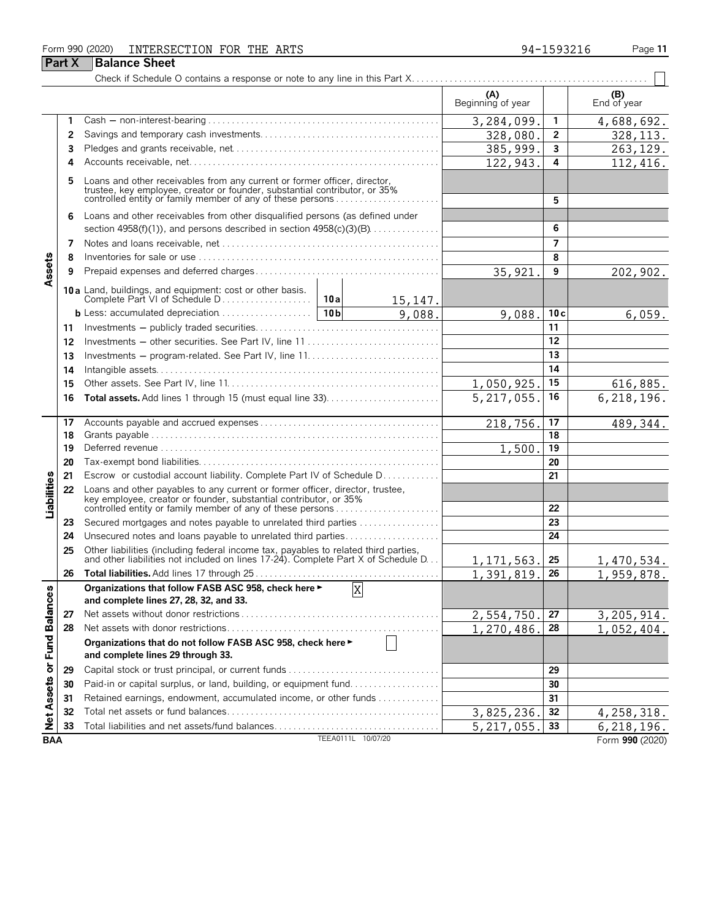Form 990 (2020) INTERSECTION FOR THE ARTS 94-1593216 Page 11

## Part X Balance Sheet

Check if Schedule O contains a response or note to any line in this Part X . . . . . ☐

| | | | | (A) Beginning of year | | (B) End of year |
|---|---|---|---|---|---|---|
| **Assets** | 1 | Cash — non-interest-bearing | | 3,284,099. | 1 | 4,688,692. |
| | 2 | Savings and temporary cash investments | | 328,080. | 2 | 328,113. |
| | 3 | Pledges and grants receivable, net | | 385,999. | 3 | 263,129. |
| | 4 | Accounts receivable, net | | 122,943. | 4 | 112,416. |
| | 5 | Loans and other receivables from any current or former officer, director, trustee, key employee, creator or founder, substantial contributor, or 35% controlled entity or family member of any of these persons | | | 5 | |
| | 6 | Loans and other receivables from other disqualified persons (as defined under section 4958(f)(1)), and persons described in section 4958(c)(3)(B) | | | 6 | |
| | 7 | Notes and loans receivable, net | | | 7 | |
| | 8 | Inventories for sale or use | | | 8 | |
| | 9 | Prepaid expenses and deferred charges | | 35,921. | 9 | 202,902. |
| | 10a | Land, buildings, and equipment: cost or other basis. Complete Part VI of Schedule D | 10a 15,147. | | | |
| | b | Less: accumulated depreciation | 10b 9,088. | 9,088. | 10c | 6,059. |
| | 11 | Investments — publicly traded securities | | | 11 | |
| | 12 | Investments — other securities. See Part IV, line 11 | | | 12 | |
| | 13 | Investments — program-related. See Part IV, line 11 | | | 13 | |
| | 14 | Intangible assets | | | 14 | |
| | 15 | Other assets. See Part IV, line 11 | | 1,050,925. | 15 | 616,885. |
| | 16 | **Total assets.** Add lines 1 through 15 (must equal line 33) | | 5,217,055. | 16 | 6,218,196. |
| **Liabilities** | 17 | Accounts payable and accrued expenses | | 218,756. | 17 | 489,344. |
| | 18 | Grants payable | | | 18 | |
| | 19 | Deferred revenue | | 1,500. | 19 | |
| | 20 | Tax-exempt bond liabilities | | | 20 | |
| | 21 | Escrow or custodial account liability. Complete Part IV of Schedule D | | | 21 | |
| | 22 | Loans and other payables to any current or former officer, director, trustee, key employee, creator or founder, substantial contributor, or 35% controlled entity or family member of any of these persons | | | 22 | |
| | 23 | Secured mortgages and notes payable to unrelated third parties | | | 23 | |
| | 24 | Unsecured notes and loans payable to unrelated third parties | | | 24 | |
| | 25 | Other liabilities (including federal income tax, payables to related third parties, and other liabilities not included on lines 17-24). Complete Part X of Schedule D | | 1,171,563. | 25 | 1,470,534. |
| | 26 | **Total liabilities.** Add lines 17 through 25 | | 1,391,819. | 26 | 1,959,878. |
| **Net Assets or Fund Balances** | | **Organizations that follow FASB ASC 958, check here ► [X] and complete lines 27, 28, 32, and 33.** | | | | |
| | 27 | Net assets without donor restrictions | | 2,554,750. | 27 | 3,205,914. |
| | 28 | Net assets with donor restrictions | | 1,270,486. | 28 | 1,052,404. |
| | | **Organizations that do not follow FASB ASC 958, check here ► [ ] and complete lines 29 through 33.** | | | | |
| | 29 | Capital stock or trust principal, or current funds | | | 29 | |
| | 30 | Paid-in or capital surplus, or land, building, or equipment fund | | | 30 | |
| | 31 | Retained earnings, endowment, accumulated income, or other funds | | | 31 | |
| | 32 | Total net assets or fund balances | | 3,825,236. | 32 | 4,258,318. |
| | 33 | Total liabilities and net assets/fund balances | | 5,217,055. | 33 | 6,218,196. |

BAA TEEA0111L 10/07/20 Form **990** (2020)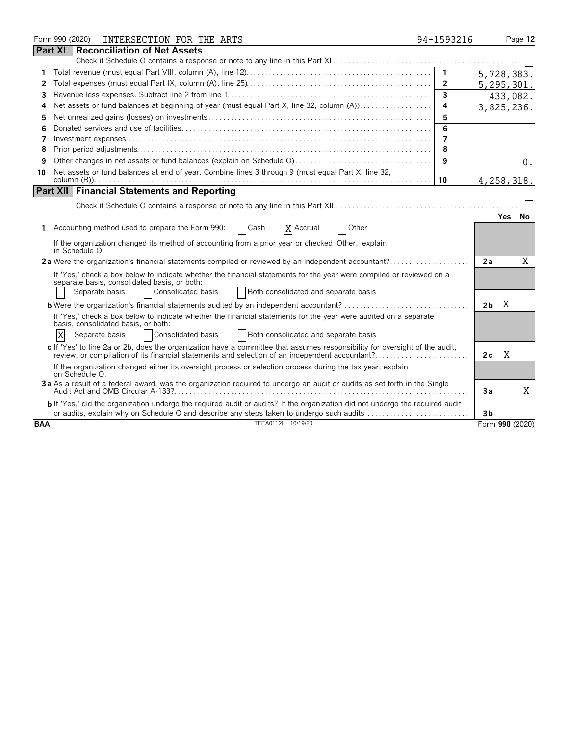Form 990 (2020) INTERSECTION FOR THE ARTS 94-1593216

## Part XI Reconciliation of Net Assets

Check if Schedule O contains a response or note to any line in this Part XI . . . ☐

| | | | |
|---|---|---|---|
| 1 | Total revenue (must equal Part VIII, column (A), line 12) | 1 | 5,728,383. |
| 2 | Total expenses (must equal Part IX, column (A), line 25) | 2 | 5,295,301. |
| 3 | Revenue less expenses. Subtract line 2 from line 1 | 3 | 433,082. |
| 4 | Net assets or fund balances at beginning of year (must equal Part X, line 32, column (A)) | 4 | 3,825,236. |
| 5 | Net unrealized gains (losses) on investments | 5 | |
| 6 | Donated services and use of facilities | 6 | |
| 7 | Investment expenses | 7 | |
| 8 | Prior period adjustments | 8 | |
| 9 | Other changes in net assets or fund balances (explain on Schedule O) | 9 | 0. |
| 10 | Net assets or fund balances at end of year. Combine lines 3 through 9 (must equal Part X, line 32, column (B)) | 10 | 4,258,318. |

## Part XII Financial Statements and Reporting

Check if Schedule O contains a response or note to any line in this Part XII . . . ☐

| | | | Yes | No |
|---|---|---|---|---|
| 1 | Accounting method used to prepare the Form 990: ☐ Cash ☒ Accrual ☐ Other | | | |
| | If the organization changed its method of accounting from a prior year or checked 'Other,' explain in Schedule O. | | | |
| 2a | Were the organization's financial statements compiled or reviewed by an independent accountant? | 2a | | X |
| | If 'Yes,' check a box below to indicate whether the financial statements for the year were compiled or reviewed on a separate basis, consolidated basis, or both: ☐ Separate basis ☐ Consolidated basis ☐ Both consolidated and separate basis | | | |
| b | Were the organization's financial statements audited by an independent accountant? | 2b | X | |
| | If 'Yes,' check a box below to indicate whether the financial statements for the year were audited on a separate basis, consolidated basis, or both: ☒ Separate basis ☐ Consolidated basis ☐ Both consolidated and separate basis | | | |
| c | If 'Yes' to line 2a or 2b, does the organization have a committee that assumes responsibility for oversight of the audit, review, or compilation of its financial statements and selection of an independent accountant? | 2c | X | |
| | If the organization changed either its oversight process or selection process during the tax year, explain on Schedule O. | | | |
| 3a | As a result of a federal award, was the organization required to undergo an audit or audits as set forth in the Single Audit Act and OMB Circular A-133? | 3a | | X |
| b | If 'Yes,' did the organization undergo the required audit or audits? If the organization did not undergo the required audit or audits, explain why on Schedule O and describe any steps taken to undergo such audits | 3b | | |

BAA TEEA0112L 10/19/20 Form 990 (2020)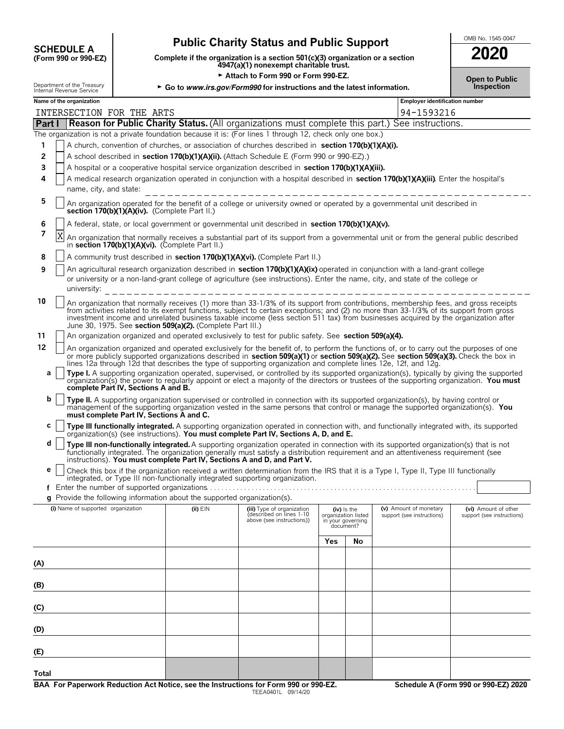**SCHEDULE A**
**(Form 990 or 990-EZ)**

Department of the Treasury
Internal Revenue Service

# Public Charity Status and Public Support

**Complete if the organization is a section 501(c)(3) organization or a section 4947(a)(1) nonexempt charitable trust.**

► **Attach to Form 990 or Form 990-EZ.**

► **Go to *www.irs.gov/Form990* for instructions and the latest information.**

OMB No. 1545-0047

**2020**

**Open to Public Inspection**

**Name of the organization:** INTERSECTION FOR THE ARTS

**Employer identification number:** 94-1593216

**Part I** **Reason for Public Charity Status.** (All organizations must complete this part.) See instructions.

The organization is not a private foundation because it is: (For lines 1 through 12, check only one box.)

1. [ ] A church, convention of churches, or association of churches described in **section 170(b)(1)(A)(i).**
2. [ ] A school described in **section 170(b)(1)(A)(ii).** (Attach Schedule E (Form 990 or 990-EZ).)
3. [ ] A hospital or a cooperative hospital service organization described in **section 170(b)(1)(A)(iii).**
4. [ ] A medical research organization operated in conjunction with a hospital described in **section 170(b)(1)(A)(iii)**. Enter the hospital's name, city, and state:
5. [ ] An organization operated for the benefit of a college or university owned or operated by a governmental unit described in **section 170(b)(1)(A)(iv).** (Complete Part II.)
6. [ ] A federal, state, or local government or governmental unit described in **section 170(b)(1)(A)(v).**
7. [X] An organization that normally receives a substantial part of its support from a governmental unit or from the general public described in **section 170(b)(1)(A)(vi).** (Complete Part II.)
8. [ ] A community trust described in **section 170(b)(1)(A)(vi).** (Complete Part II.)
9. [ ] An agricultural research organization described in **section 170(b)(1)(A)(ix)** operated in conjunction with a land-grant college or university or a non-land-grant college of agriculture (see instructions). Enter the name, city, and state of the college or university:
10. [ ] An organization that normally receives (1) more than 33-1/3% of its support from contributions, membership fees, and gross receipts from activities related to its exempt functions, subject to certain exceptions; and (2) no more than 33-1/3% of its support from gross investment income and unrelated business taxable income (less section 511 tax) from businesses acquired by the organization after June 30, 1975. See **section 509(a)(2).** (Complete Part III.)
11. [ ] An organization organized and operated exclusively to test for public safety. See **section 509(a)(4).**
12. [ ] An organization organized and operated exclusively for the benefit of, to perform the functions of, or to carry out the purposes of one or more publicly supported organizations described in **section 509(a)(1)** or **section 509(a)(2).** See **section 509(a)(3).** Check the box in lines 12a through 12d that describes the type of supporting organization and complete lines 12e, 12f, and 12g.
   - **a** [ ] **Type I.** A supporting organization operated, supervised, or controlled by its supported organization(s), typically by giving the supported organization(s) the power to regularly appoint or elect a majority of the directors or trustees of the supporting organization. **You must complete Part IV, Sections A and B.**
   - **b** [ ] **Type II.** A supporting organization supervised or controlled in connection with its supported organization(s), by having control or management of the supporting organization vested in the same persons that control or manage the supported organization(s). **You must complete Part IV, Sections A and C.**
   - **c** [ ] **Type III functionally integrated.** A supporting organization operated in connection with, and functionally integrated with, its supported organization(s) (see instructions). **You must complete Part IV, Sections A, D, and E.**
   - **d** [ ] **Type III non-functionally integrated.** A supporting organization operated in connection with its supported organization(s) that is not functionally integrated. The organization generally must satisfy a distribution requirement and an attentiveness requirement (see instructions). **You must complete Part IV, Sections A and D, and Part V.**
   - **e** [ ] Check this box if the organization received a written determination from the IRS that it is a Type I, Type II, Type III functionally integrated, or Type III non-functionally integrated supporting organization.
   - **f** Enter the number of supported organizations
   - **g** Provide the following information about the supported organization(s).

| (i) Name of supported organization | (ii) EIN | (iii) Type of organization (described on lines 1-10 above (see instructions)) | (iv) Is the organization listed in your governing document? Yes | No | (v) Amount of monetary support (see instructions) | (vi) Amount of other support (see instructions) |
|---|---|---|---|---|---|---|
| (A) | | | | | | |
| (B) | | | | | | |
| (C) | | | | | | |
| (D) | | | | | | |
| (E) | | | | | | |
| Total | | | | | | |

**BAA For Paperwork Reduction Act Notice, see the Instructions for Form 990 or 990-EZ.** TEEA0401L 09/14/20 **Schedule A (Form 990 or 990-EZ) 2020**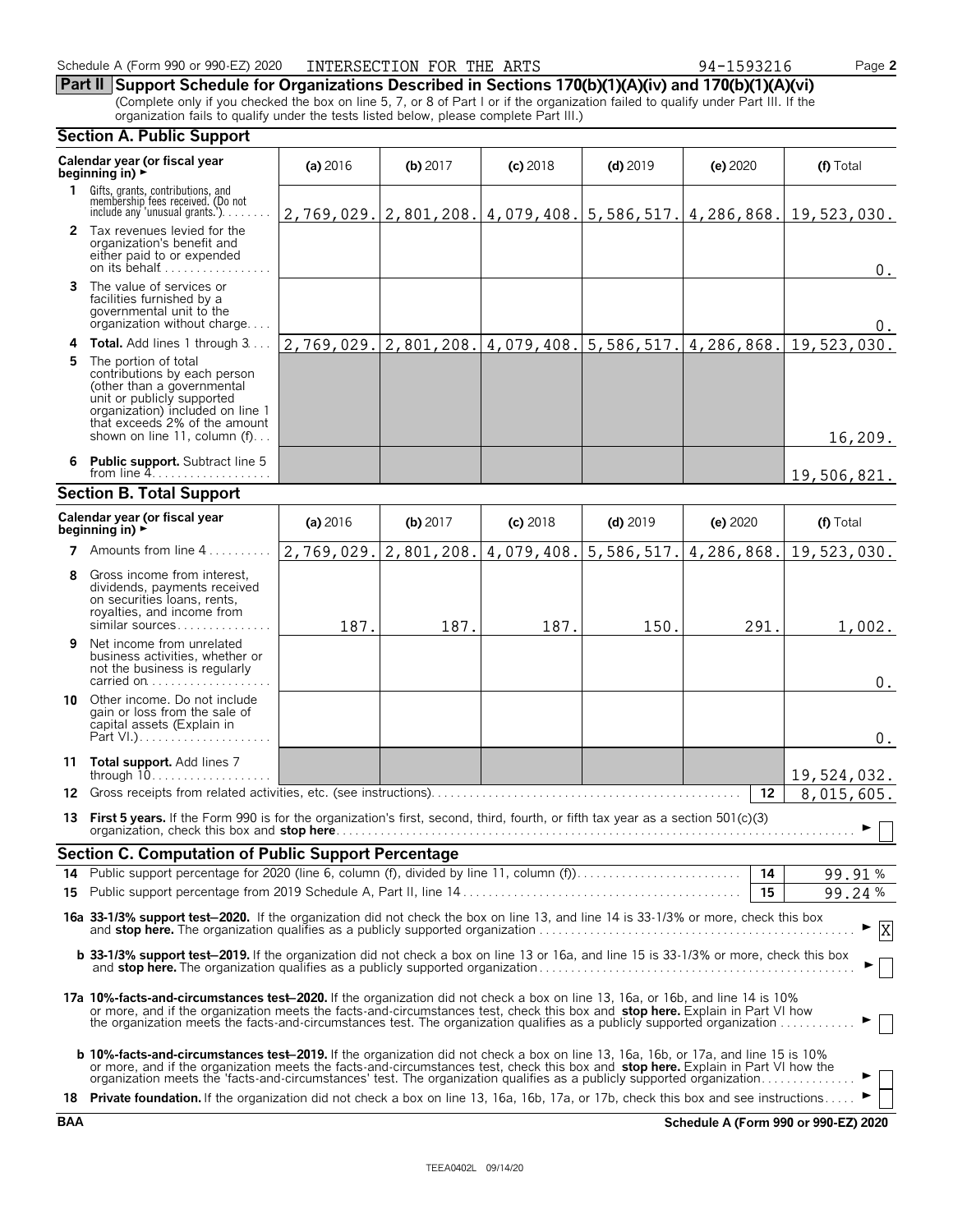Schedule A (Form 990 or 990-EZ) 2020 INTERSECTION FOR THE ARTS 94-1593216 Page **2**

## Part II Support Schedule for Organizations Described in Sections 170(b)(1)(A)(iv) and 170(b)(1)(A)(vi)

(Complete only if you checked the box on line 5, 7, or 8 of Part I or if the organization failed to qualify under Part III. If the organization fails to qualify under the tests listed below, please complete Part III.)

### Section A. Public Support

| Calendar year (or fiscal year beginning in) ► | (a) 2016 | (b) 2017 | (c) 2018 | (d) 2019 | (e) 2020 | (f) Total |
|---|---|---|---|---|---|---|
| **1** Gifts, grants, contributions, and membership fees received. (Do not include any 'unusual grants.') | 2,769,029. | 2,801,208. | 4,079,408. | 5,586,517. | 4,286,868. | 19,523,030. |
| **2** Tax revenues levied for the organization's benefit and either paid to or expended on its behalf | | | | | | 0. |
| **3** The value of services or facilities furnished by a governmental unit to the organization without charge | | | | | | 0. |
| **4 Total.** Add lines 1 through 3 | 2,769,029. | 2,801,208. | 4,079,408. | 5,586,517. | 4,286,868. | 19,523,030. |
| **5** The portion of total contributions by each person (other than a governmental unit or publicly supported organization) included on line 1 that exceeds 2% of the amount shown on line 11, column (f) | | | | | | 16,209. |
| **6 Public support.** Subtract line 5 from line 4 | | | | | | 19,506,821. |

### Section B. Total Support

| Calendar year (or fiscal year beginning in) ► | (a) 2016 | (b) 2017 | (c) 2018 | (d) 2019 | (e) 2020 | (f) Total |
|---|---|---|---|---|---|---|
| **7** Amounts from line 4 | 2,769,029. | 2,801,208. | 4,079,408. | 5,586,517. | 4,286,868. | 19,523,030. |
| **8** Gross income from interest, dividends, payments received on securities loans, rents, royalties, and income from similar sources | 187. | 187. | 187. | 150. | 291. | 1,002. |
| **9** Net income from unrelated business activities, whether or not the business is regularly carried on | | | | | | 0. |
| **10** Other income. Do not include gain or loss from the sale of capital assets (Explain in Part VI.) | | | | | | 0. |
| **11 Total support.** Add lines 7 through 10 | | | | | | 19,524,032. |

**12** Gross receipts from related activities, etc. (see instructions) — **12** — 8,015,605.

**13 First 5 years.** If the Form 990 is for the organization's first, second, third, fourth, or fifth tax year as a section 501(c)(3) organization, check this box and **stop here** ► ☐

### Section C. Computation of Public Support Percentage

**14** Public support percentage for 2020 (line 6, column (f), divided by line 11, column (f)) — **14** — 99.91 %

**15** Public support percentage from 2019 Schedule A, Part II, line 14 — **15** — 99.24 %

**16a 33-1/3% support test–2020.** If the organization did not check the box on line 13, and line 14 is 33-1/3% or more, check this box and **stop here.** The organization qualifies as a publicly supported organization ► ☒

**b 33-1/3% support test–2019.** If the organization did not check a box on line 13 or 16a, and line 15 is 33-1/3% or more, check this box and **stop here.** The organization qualifies as a publicly supported organization ► ☐

**17a 10%-facts-and-circumstances test–2020.** If the organization did not check a box on line 13, 16a, or 16b, and line 14 is 10% or more, and if the organization meets the facts-and-circumstances test, check this box and **stop here.** Explain in Part VI how the organization meets the facts-and-circumstances test. The organization qualifies as a publicly supported organization ► ☐

**b 10%-facts-and-circumstances test–2019.** If the organization did not check a box on line 13, 16a, 16b, or 17a, and line 15 is 10% or more, and if the organization meets the facts-and-circumstances test, check this box and **stop here.** Explain in Part VI how the organization meets the 'facts-and-circumstances' test. The organization qualifies as a publicly supported organization ► ☐

**18 Private foundation.** If the organization did not check a box on line 13, 16a, 16b, 17a, or 17b, check this box and see instructions ► ☐

**BAA** **Schedule A (Form 990 or 990-EZ) 2020**

TEEA0402L 09/14/20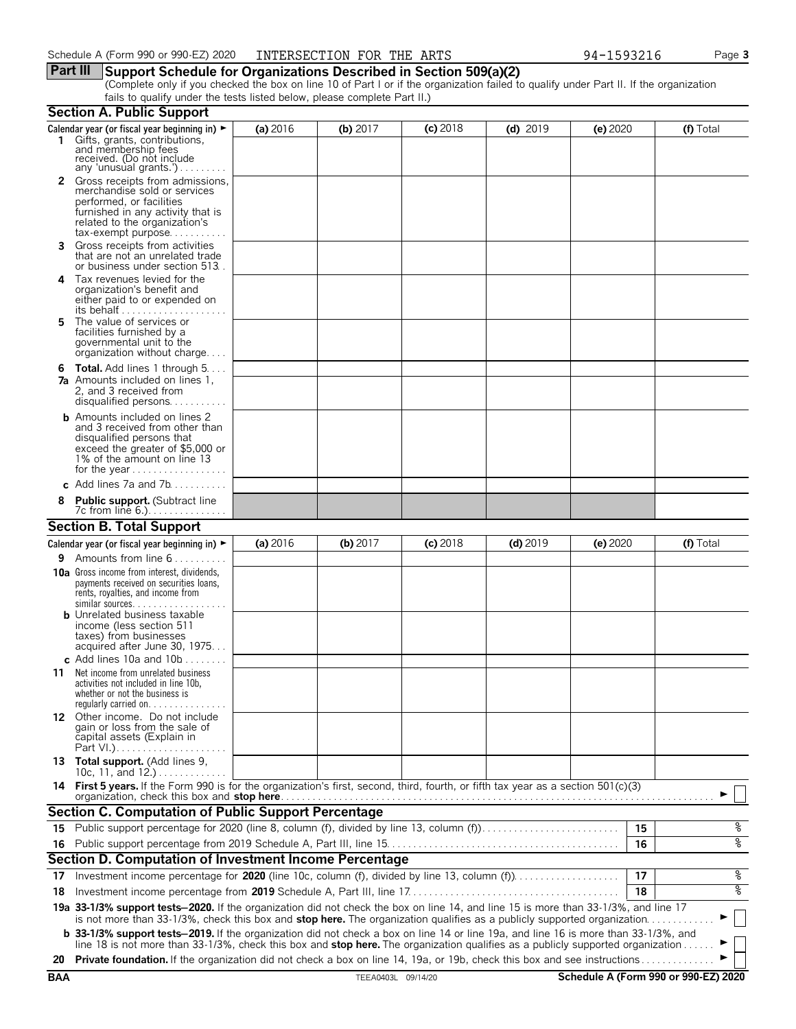Schedule A (Form 990 or 990-EZ) 2020 INTERSECTION FOR THE ARTS 94-1593216

## Part III Support Schedule for Organizations Described in Section 509(a)(2)

(Complete only if you checked the box on line 10 of Part I or if the organization failed to qualify under Part II. If the organization fails to qualify under the tests listed below, please complete Part II.)

### Section A. Public Support

| Calendar year (or fiscal year beginning in) ► | (a) 2016 | (b) 2017 | (c) 2018 | (d) 2019 | (e) 2020 | (f) Total |
|---|---|---|---|---|---|---|
| 1 Gifts, grants, contributions, and membership fees received. (Do not include any 'unusual grants.') | | | | | | |
| 2 Gross receipts from admissions, merchandise sold or services performed, or facilities furnished in any activity that is related to the organization's tax-exempt purpose | | | | | | |
| 3 Gross receipts from activities that are not an unrelated trade or business under section 513 | | | | | | |
| 4 Tax revenues levied for the organization's benefit and either paid to or expended on its behalf | | | | | | |
| 5 The value of services or facilities furnished by a governmental unit to the organization without charge | | | | | | |
| 6 **Total.** Add lines 1 through 5 | | | | | | |
| 7a Amounts included on lines 1, 2, and 3 received from disqualified persons | | | | | | |
| b Amounts included on lines 2 and 3 received from other than disqualified persons that exceed the greater of $5,000 or 1% of the amount on line 13 for the year | | | | | | |
| c Add lines 7a and 7b | | | | | | |
| 8 **Public support.** (Subtract line 7c from line 6.) | | | | | | |

### Section B. Total Support

| Calendar year (or fiscal year beginning in) ► | (a) 2016 | (b) 2017 | (c) 2018 | (d) 2019 | (e) 2020 | (f) Total |
|---|---|---|---|---|---|---|
| 9 Amounts from line 6 | | | | | | |
| 10a Gross income from interest, dividends, payments received on securities loans, rents, royalties, and income from similar sources | | | | | | |
| b Unrelated business taxable income (less section 511 taxes) from businesses acquired after June 30, 1975 | | | | | | |
| c Add lines 10a and 10b | | | | | | |
| 11 Net income from unrelated business activities not included in line 10b, whether or not the business is regularly carried on | | | | | | |
| 12 Other income. Do not include gain or loss from the sale of capital assets (Explain in Part VI.) | | | | | | |
| 13 **Total support.** (Add lines 9, 10c, 11, and 12.) | | | | | | |

**14 First 5 years.** If the Form 990 is for the organization's first, second, third, fourth, or fifth tax year as a section 501(c)(3) organization, check this box and **stop here** ► ☐

### Section C. Computation of Public Support Percentage

| | | | |
|---|---|---|---|
| 15 | Public support percentage for 2020 (line 8, column (f), divided by line 13, column (f)) | 15 | % |
| 16 | Public support percentage from 2019 Schedule A, Part III, line 15 | 16 | % |

### Section D. Computation of Investment Income Percentage

| | | | |
|---|---|---|---|
| 17 | Investment income percentage for **2020** (line 10c, column (f), divided by line 13, column (f)) | 17 | % |
| 18 | Investment income percentage from **2019** Schedule A, Part III, line 17 | 18 | % |

**19a 33-1/3% support tests–2020.** If the organization did not check the box on line 14, and line 15 is more than 33-1/3%, and line 17 is not more than 33-1/3%, check this box and **stop here.** The organization qualifies as a publicly supported organization ► ☐

**b 33-1/3% support tests–2019.** If the organization did not check a box on line 14 or line 19a, and line 16 is more than 33-1/3%, and line 18 is not more than 33-1/3%, check this box and **stop here.** The organization qualifies as a publicly supported organization ► ☐

**20 Private foundation.** If the organization did not check a box on line 14, 19a, or 19b, check this box and see instructions ► ☐

BAA TEEA0403L 09/14/20 **Schedule A (Form 990 or 990-EZ) 2020**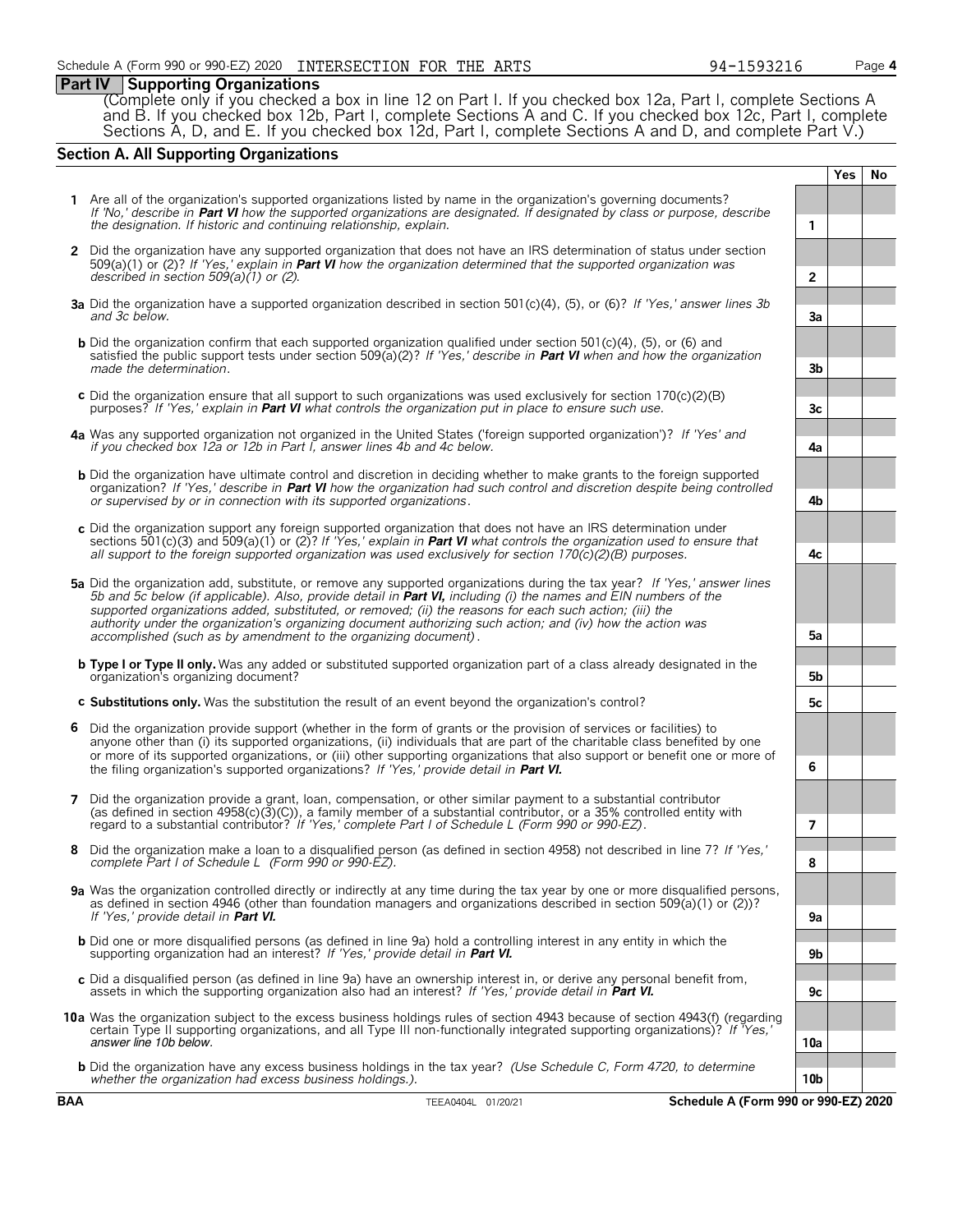Schedule A (Form 990 or 990-EZ) 2020 INTERSECTION FOR THE ARTS 94-1593216 Page 4

## Part IV Supporting Organizations

(Complete only if you checked a box in line 12 on Part I. If you checked box 12a, Part I, complete Sections A and B. If you checked box 12b, Part I, complete Sections A and C. If you checked box 12c, Part I, complete Sections A, D, and E. If you checked box 12d, Part I, complete Sections A and D, and complete Part V.)

### Section A. All Supporting Organizations

| | | Yes | No |
|---|---|---|---|
| **1** Are all of the organization's supported organizations listed by name in the organization's governing documents? *If 'No,' describe in **Part VI** how the supported organizations are designated. If designated by class or purpose, describe the designation. If historic and continuing relationship, explain.* | 1 | | |
| **2** Did the organization have any supported organization that does not have an IRS determination of status under section 509(a)(1) or (2)? *If 'Yes,' explain in **Part VI** how the organization determined that the supported organization was described in section 509(a)(1) or (2).* | 2 | | |
| **3a** Did the organization have a supported organization described in section 501(c)(4), (5), or (6)? *If 'Yes,' answer lines 3b and 3c below.* | 3a | | |
| **b** Did the organization confirm that each supported organization qualified under section 501(c)(4), (5), or (6) and satisfied the public support tests under section 509(a)(2)? *If 'Yes,' describe in **Part VI** when and how the organization made the determination.* | 3b | | |
| **c** Did the organization ensure that all support to such organizations was used exclusively for section 170(c)(2)(B) purposes? *If 'Yes,' explain in **Part VI** what controls the organization put in place to ensure such use.* | 3c | | |
| **4a** Was any supported organization not organized in the United States ('foreign supported organization')? *If 'Yes' and if you checked box 12a or 12b in Part I, answer lines 4b and 4c below.* | 4a | | |
| **b** Did the organization have ultimate control and discretion in deciding whether to make grants to the foreign supported organization? *If 'Yes,' describe in **Part VI** how the organization had such control and discretion despite being controlled or supervised by or in connection with its supported organizations.* | 4b | | |
| **c** Did the organization support any foreign supported organization that does not have an IRS determination under sections 501(c)(3) and 509(a)(1) or (2)? *If 'Yes,' explain in **Part VI** what controls the organization used to ensure that all support to the foreign supported organization was used exclusively for section 170(c)(2)(B) purposes.* | 4c | | |
| **5a** Did the organization add, substitute, or remove any supported organizations during the tax year? *If 'Yes,' answer lines 5b and 5c below (if applicable). Also, provide detail in **Part VI,** including (i) the names and EIN numbers of the supported organizations added, substituted, or removed; (ii) the reasons for each such action; (iii) the authority under the organization's organizing document authorizing such action; and (iv) how the action was accomplished (such as by amendment to the organizing document).* | 5a | | |
| **b Type I or Type II only.** Was any added or substituted supported organization part of a class already designated in the organization's organizing document? | 5b | | |
| **c Substitutions only.** Was the substitution the result of an event beyond the organization's control? | 5c | | |
| **6** Did the organization provide support (whether in the form of grants or the provision of services or facilities) to anyone other than (i) its supported organizations, (ii) individuals that are part of the charitable class benefited by one or more of its supported organizations, or (iii) other supporting organizations that also support or benefit one or more of the filing organization's supported organizations? *If 'Yes,' provide detail in **Part VI.*** | 6 | | |
| **7** Did the organization provide a grant, loan, compensation, or other similar payment to a substantial contributor (as defined in section 4958(c)(3)(C)), a family member of a substantial contributor, or a 35% controlled entity with regard to a substantial contributor? *If 'Yes,' complete Part I of Schedule L (Form 990 or 990-EZ).* | 7 | | |
| **8** Did the organization make a loan to a disqualified person (as defined in section 4958) not described in line 7? *If 'Yes,' complete Part I of Schedule L (Form 990 or 990-EZ).* | 8 | | |
| **9a** Was the organization controlled directly or indirectly at any time during the tax year by one or more disqualified persons, as defined in section 4946 (other than foundation managers and organizations described in section 509(a)(1) or (2))? *If 'Yes,' provide detail in **Part VI.*** | 9a | | |
| **b** Did one or more disqualified persons (as defined in line 9a) hold a controlling interest in any entity in which the supporting organization had an interest? *If 'Yes,' provide detail in **Part VI.*** | 9b | | |
| **c** Did a disqualified person (as defined in line 9a) have an ownership interest in, or derive any personal benefit from, assets in which the supporting organization also had an interest? *If 'Yes,' provide detail in **Part VI.*** | 9c | | |
| **10a** Was the organization subject to the excess business holdings rules of section 4943 because of section 4943(f) (regarding certain Type II supporting organizations, and all Type III non-functionally integrated supporting organizations)? *If 'Yes,' answer line 10b below.* | 10a | | |
| **b** Did the organization have any excess business holdings in the tax year? *(Use Schedule C, Form 4720, to determine whether the organization had excess business holdings.).* | 10b | | |

BAA TEEA0404L 01/20/21 Schedule A (Form 990 or 990-EZ) 2020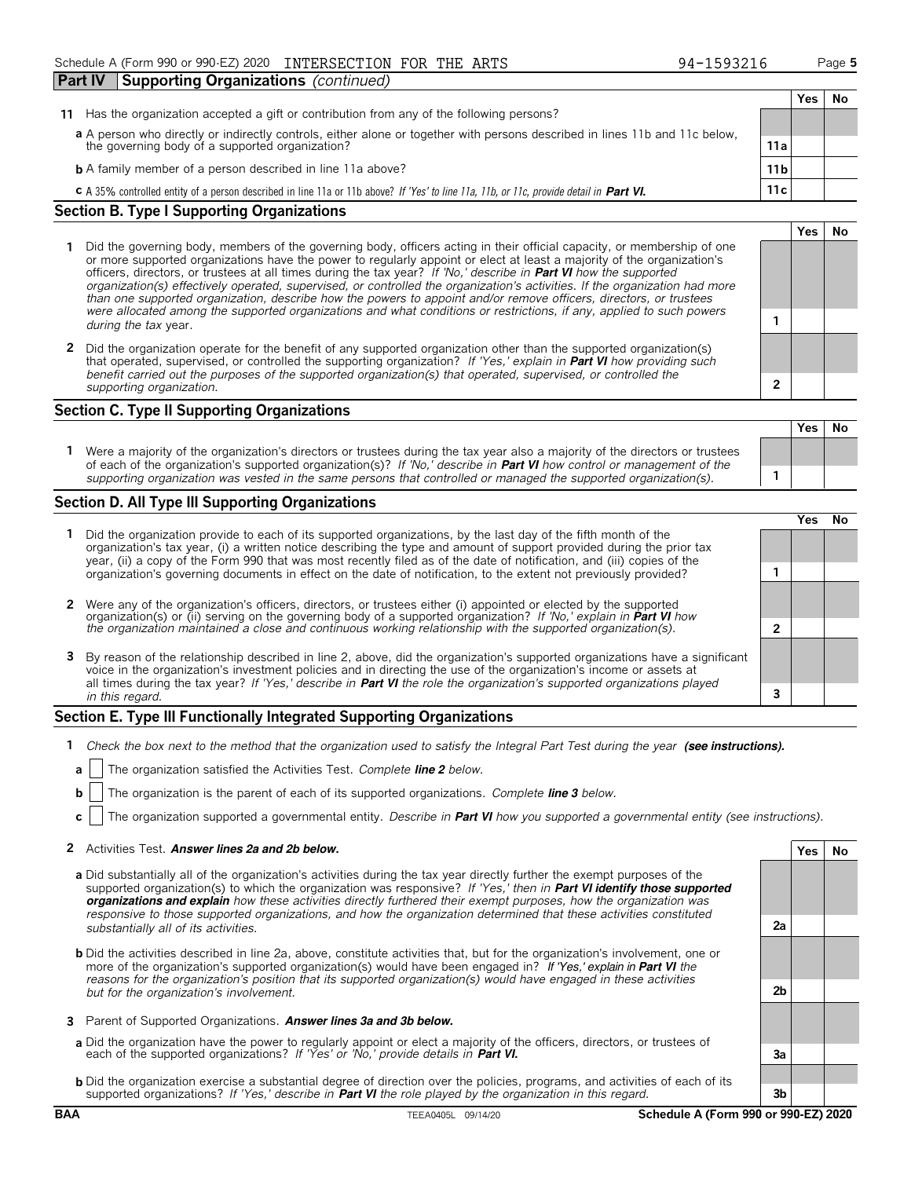## Part IV Supporting Organizations *(continued)*

| | | | Yes | No |
|---|---|---|---|---|
| **11** | Has the organization accepted a gift or contribution from any of the following persons? | | | |
| **a** | A person who directly or indirectly controls, either alone or together with persons described in lines 11b and 11c below, the governing body of a supported organization? | **11a** | | |
| **b** | A family member of a person described in line 11a above? | **11b** | | |
| **c** | A 35% controlled entity of a person described in line 11a or 11b above? *If 'Yes' to line 11a, 11b, or 11c, provide detail in* ***Part VI.*** | **11c** | | |

### Section B. Type I Supporting Organizations

| | | | Yes | No |
|---|---|---|---|---|
| **1** | Did the governing body, members of the governing body, officers acting in their official capacity, or membership of one or more supported organizations have the power to regularly appoint or elect at least a majority of the organization's officers, directors, or trustees at all times during the tax year? *If 'No,' describe in* ***Part VI*** *how the supported organization(s) effectively operated, supervised, or controlled the organization's activities. If the organization had more than one supported organization, describe how the powers to appoint and/or remove officers, directors, or trustees were allocated among the supported organizations and what conditions or restrictions, if any, applied to such powers during the tax year.* | **1** | | |
| **2** | Did the organization operate for the benefit of any supported organization other than the supported organization(s) that operated, supervised, or controlled the supporting organization? *If 'Yes,' explain in* ***Part VI*** *how providing such benefit carried out the purposes of the supported organization(s) that operated, supervised, or controlled the supporting organization.* | **2** | | |

### Section C. Type II Supporting Organizations

| | | | Yes | No |
|---|---|---|---|---|
| **1** | Were a majority of the organization's directors or trustees during the tax year also a majority of the directors or trustees of each of the organization's supported organization(s)? *If 'No,' describe in* ***Part VI*** *how control or management of the supporting organization was vested in the same persons that controlled or managed the supported organization(s).* | **1** | | |

### Section D. All Type III Supporting Organizations

| | | | Yes | No |
|---|---|---|---|---|
| **1** | Did the organization provide to each of its supported organizations, by the last day of the fifth month of the organization's tax year, (i) a written notice describing the type and amount of support provided during the prior tax year, (ii) a copy of the Form 990 that was most recently filed as of the date of notification, and (iii) copies of the organization's governing documents in effect on the date of notification, to the extent not previously provided? | **1** | | |
| **2** | Were any of the organization's officers, directors, or trustees either (i) appointed or elected by the supported organization(s) or (ii) serving on the governing body of a supported organization? *If 'No,' explain in* ***Part VI*** *how the organization maintained a close and continuous working relationship with the supported organization(s).* | **2** | | |
| **3** | By reason of the relationship described in line 2, above, did the organization's supported organizations have a significant voice in the organization's investment policies and in directing the use of the organization's income or assets at all times during the tax year? *If 'Yes,' describe in* ***Part VI*** *the role the organization's supported organizations played in this regard.* | **3** | | |

### Section E. Type III Functionally Integrated Supporting Organizations

**1** *Check the box next to the method that the organization used to satisfy the Integral Part Test during the year* ***(see instructions).***

- **a** ☐ The organization satisfied the Activities Test. *Complete* ***line 2*** *below.*
- **b** ☐ The organization is the parent of each of its supported organizations. *Complete* ***line 3*** *below.*
- **c** ☐ The organization supported a governmental entity. *Describe in* ***Part VI*** *how you supported a governmental entity (see instructions).*

| | | | Yes | No |
|---|---|---|---|---|
| **2** | Activities Test. ***Answer lines 2a and 2b below.*** | | | |
| **a** | Did substantially all of the organization's activities during the tax year directly further the exempt purposes of the supported organization(s) to which the organization was responsive? *If 'Yes,' then in* ***Part VI identify those supported organizations and explain*** *how these activities directly furthered their exempt purposes, how the organization was responsive to those supported organizations, and how the organization determined that these activities constituted substantially all of its activities.* | **2a** | | |
| **b** | Did the activities described in line 2a, above, constitute activities that, but for the organization's involvement, one or more of the organization's supported organization(s) would have been engaged in? *If 'Yes,' explain in* ***Part VI*** *the reasons for the organization's position that its supported organization(s) would have engaged in these activities but for the organization's involvement.* | **2b** | | |
| **3** | Parent of Supported Organizations. ***Answer lines 3a and 3b below.*** | | | |
| **a** | Did the organization have the power to regularly appoint or elect a majority of the officers, directors, or trustees of each of the supported organizations? *If 'Yes' or 'No,' provide details in* ***Part VI.*** | **3a** | | |
| **b** | Did the organization exercise a substantial degree of direction over the policies, programs, and activities of each of its supported organizations? *If 'Yes,' describe in* ***Part VI*** *the role played by the organization in this regard.* | **3b** | | |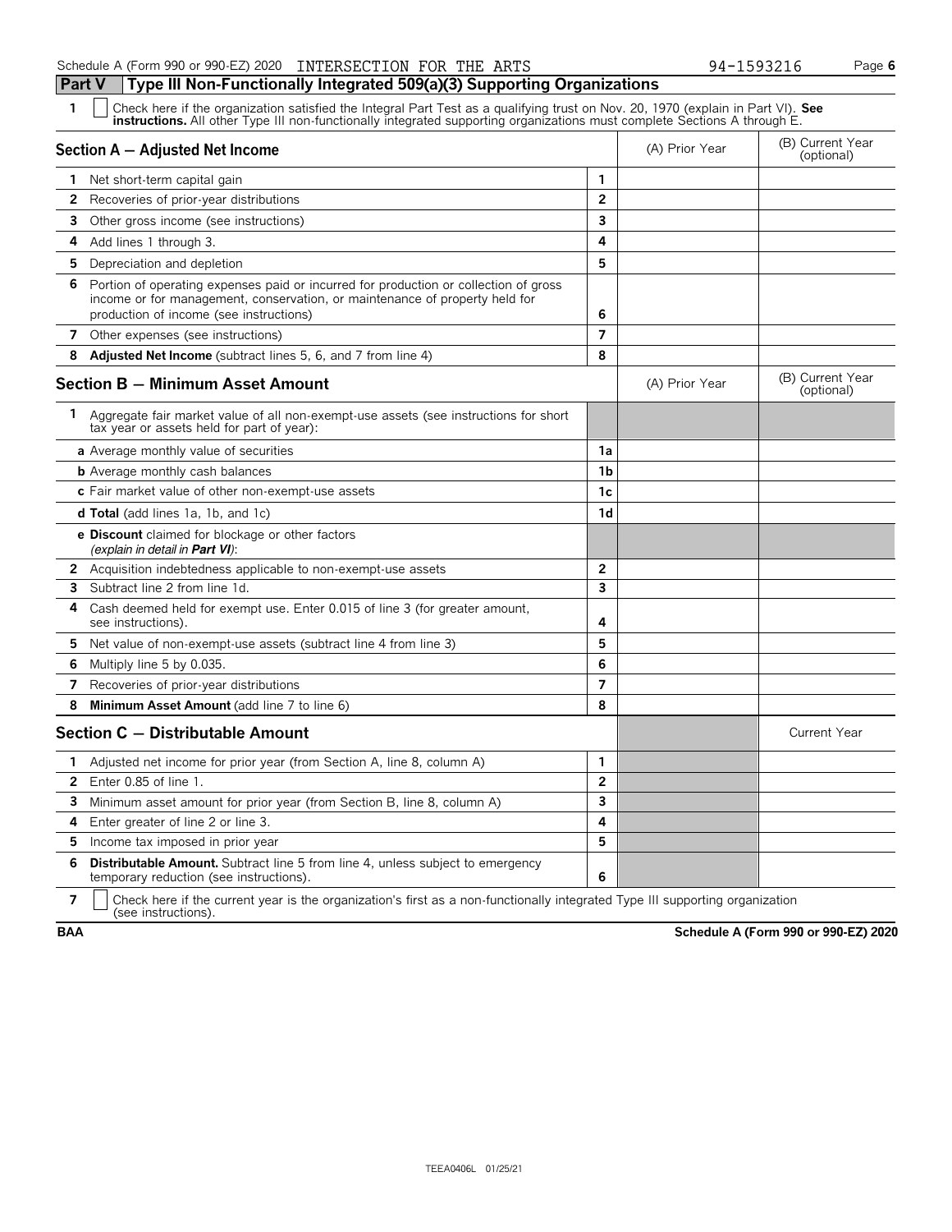## Part V Type III Non-Functionally Integrated 509(a)(3) Supporting Organizations

**1** ☐ Check here if the organization satisfied the Integral Part Test as a qualifying trust on Nov. 20, 1970 (explain in Part VI). **See instructions.** All other Type III non-functionally integrated supporting organizations must complete Sections A through E.

| Section A — Adjusted Net Income | | (A) Prior Year | (B) Current Year (optional) |
|---|---|---|---|
| **1** Net short-term capital gain | 1 | | |
| **2** Recoveries of prior-year distributions | 2 | | |
| **3** Other gross income (see instructions) | 3 | | |
| **4** Add lines 1 through 3. | 4 | | |
| **5** Depreciation and depletion | 5 | | |
| **6** Portion of operating expenses paid or incurred for production or collection of gross income or for management, conservation, or maintenance of property held for production of income (see instructions) | 6 | | |
| **7** Other expenses (see instructions) | 7 | | |
| **8** **Adjusted Net Income** (subtract lines 5, 6, and 7 from line 4) | 8 | | |

| Section B — Minimum Asset Amount | | (A) Prior Year | (B) Current Year (optional) |
|---|---|---|---|
| **1** Aggregate fair market value of all non-exempt-use assets (see instructions for short tax year or assets held for part of year): | | | |
| **a** Average monthly value of securities | 1a | | |
| **b** Average monthly cash balances | 1b | | |
| **c** Fair market value of other non-exempt-use assets | 1c | | |
| **d Total** (add lines 1a, 1b, and 1c) | 1d | | |
| **e Discount** claimed for blockage or other factors *(explain in detail in **Part VI**)*: | | | |
| **2** Acquisition indebtedness applicable to non-exempt-use assets | 2 | | |
| **3** Subtract line 2 from line 1d. | 3 | | |
| **4** Cash deemed held for exempt use. Enter 0.015 of line 3 (for greater amount, see instructions). | 4 | | |
| **5** Net value of non-exempt-use assets (subtract line 4 from line 3) | 5 | | |
| **6** Multiply line 5 by 0.035. | 6 | | |
| **7** Recoveries of prior-year distributions | 7 | | |
| **8** **Minimum Asset Amount** (add line 7 to line 6) | 8 | | |

| Section C — Distributable Amount | | | Current Year |
|---|---|---|---|
| **1** Adjusted net income for prior year (from Section A, line 8, column A) | 1 | | |
| **2** Enter 0.85 of line 1. | 2 | | |
| **3** Minimum asset amount for prior year (from Section B, line 8, column A) | 3 | | |
| **4** Enter greater of line 2 or line 3. | 4 | | |
| **5** Income tax imposed in prior year | 5 | | |
| **6** **Distributable Amount.** Subtract line 5 from line 4, unless subject to emergency temporary reduction (see instructions). | 6 | | |

**7** ☐ Check here if the current year is the organization's first as a non-functionally integrated Type III supporting organization (see instructions).

BAA

TEEA0406L 01/25/21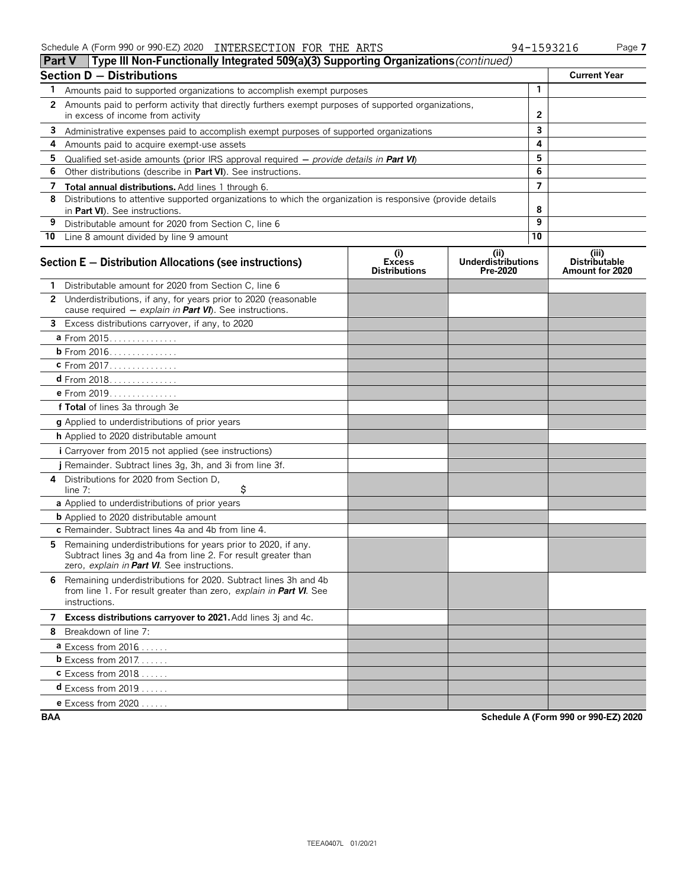Schedule A (Form 990 or 990-EZ) 2020 INTERSECTION FOR THE ARTS 94-1593216

## Part V Type III Non-Functionally Integrated 509(a)(3) Supporting Organizations *(continued)*

| Section D — Distributions | | Current Year |
|---|---|---|
| **1** Amounts paid to supported organizations to accomplish exempt purposes | 1 | |
| **2** Amounts paid to perform activity that directly furthers exempt purposes of supported organizations, in excess of income from activity | 2 | |
| **3** Administrative expenses paid to accomplish exempt purposes of supported organizations | 3 | |
| **4** Amounts paid to acquire exempt-use assets | 4 | |
| **5** Qualified set-aside amounts (prior IRS approval required — *provide details in **Part VI***) | 5 | |
| **6** Other distributions (describe in **Part VI**). See instructions. | 6 | |
| **7** **Total annual distributions.** Add lines 1 through 6. | 7 | |
| **8** Distributions to attentive supported organizations to which the organization is responsive (provide details in **Part VI**). See instructions. | 8 | |
| **9** Distributable amount for 2020 from Section C, line 6 | 9 | |
| **10** Line 8 amount divided by line 9 amount | 10 | |

| Section E — Distribution Allocations (see instructions) | (i) Excess Distributions | (ii) Underdistributions Pre-2020 | (iii) Distributable Amount for 2020 |
|---|---|---|---|
| **1** Distributable amount for 2020 from Section C, line 6 | | | |
| **2** Underdistributions, if any, for years prior to 2020 (reasonable cause required — *explain in **Part VI***). See instructions. | | | |
| **3** Excess distributions carryover, if any, to 2020 | | | |
| **a** From 2015 | | | |
| **b** From 2016 | | | |
| **c** From 2017 | | | |
| **d** From 2018 | | | |
| **e** From 2019 | | | |
| **f Total** of lines 3a through 3e | | | |
| **g** Applied to underdistributions of prior years | | | |
| **h** Applied to 2020 distributable amount | | | |
| **i** Carryover from 2015 not applied (see instructions) | | | |
| **j** Remainder. Subtract lines 3g, 3h, and 3i from line 3f. | | | |
| **4** Distributions for 2020 from Section D, line 7: $ | | | |
| **a** Applied to underdistributions of prior years | | | |
| **b** Applied to 2020 distributable amount | | | |
| **c** Remainder. Subtract lines 4a and 4b from line 4. | | | |
| **5** Remaining underdistributions for years prior to 2020, if any. Subtract lines 3g and 4a from line 2. For result greater than zero, *explain in **Part VI***. See instructions. | | | |
| **6** Remaining underdistributions for 2020. Subtract lines 3h and 4b from line 1. For result greater than zero, *explain in **Part VI***. See instructions. | | | |
| **7** **Excess distributions carryover to 2021.** Add lines 3j and 4c. | | | |
| **8** Breakdown of line 7: | | | |
| **a** Excess from 2016 | | | |
| **b** Excess from 2017 | | | |
| **c** Excess from 2018 | | | |
| **d** Excess from 2019 | | | |
| **e** Excess from 2020 | | | |

BAA Schedule A (Form 990 or 990-EZ) 2020

TEEA0407L 01/20/21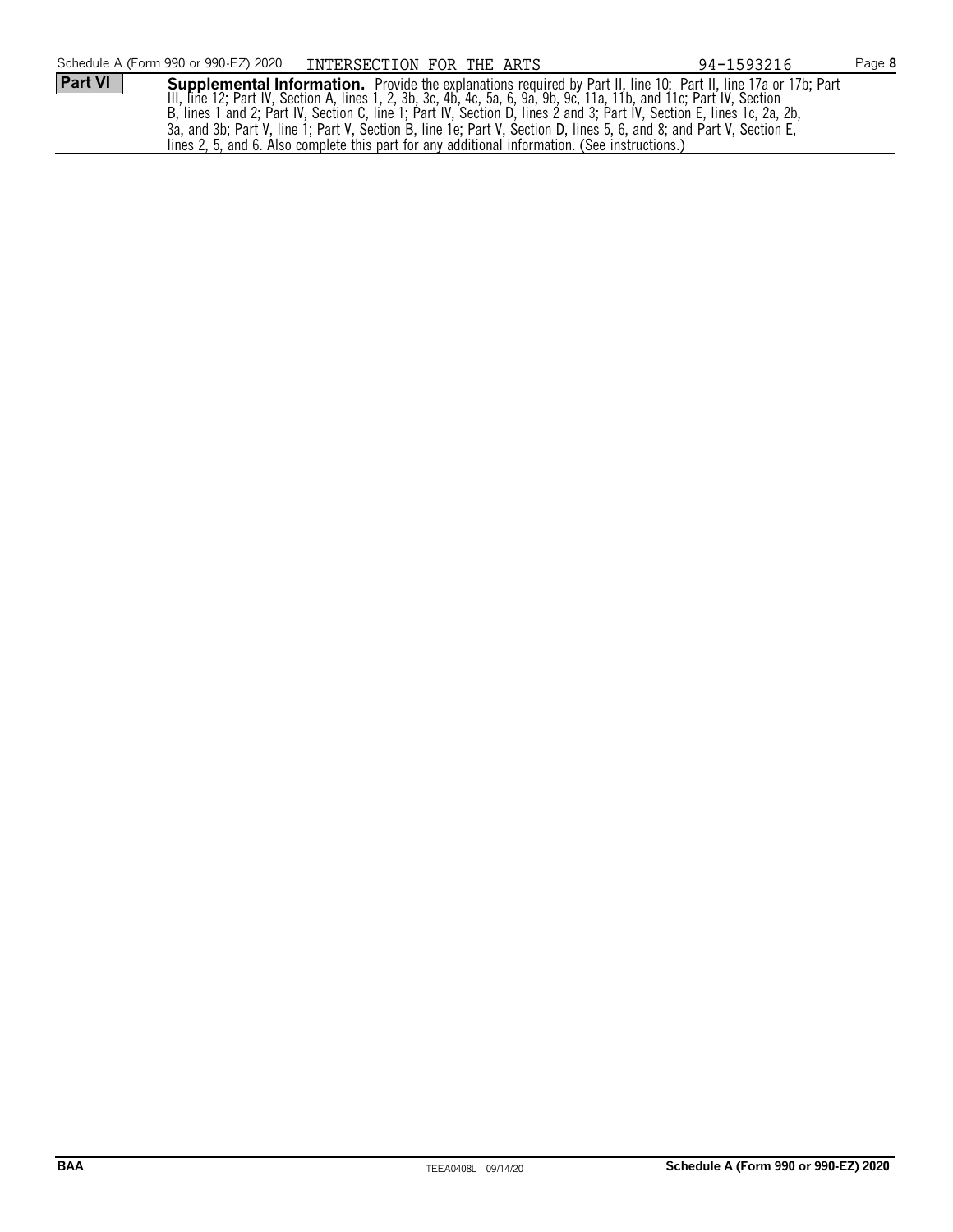Schedule A (Form 990 or 990-EZ) 2020 INTERSECTION FOR THE ARTS 94-1593216 Page **8**

**Part VI** **Supplemental Information.** Provide the explanations required by Part II, line 10; Part II, line 17a or 17b; Part III, line 12; Part IV, Section A, lines 1, 2, 3b, 3c, 4b, 4c, 5a, 6, 9a, 9b, 9c, 11a, 11b, and 11c; Part IV, Section B, lines 1 and 2; Part IV, Section C, line 1; Part IV, Section D, lines 2 and 3; Part IV, Section E, lines 1c, 2a, 2b, 3a, and 3b; Part V, line 1; Part V, Section B, line 1e; Part V, Section D, lines 5, 6, and 8; and Part V, Section E, lines 2, 5, and 6. Also complete this part for any additional information. (See instructions.)

BAA TEEA0408L 09/14/20 **Schedule A (Form 990 or 990-EZ) 2020**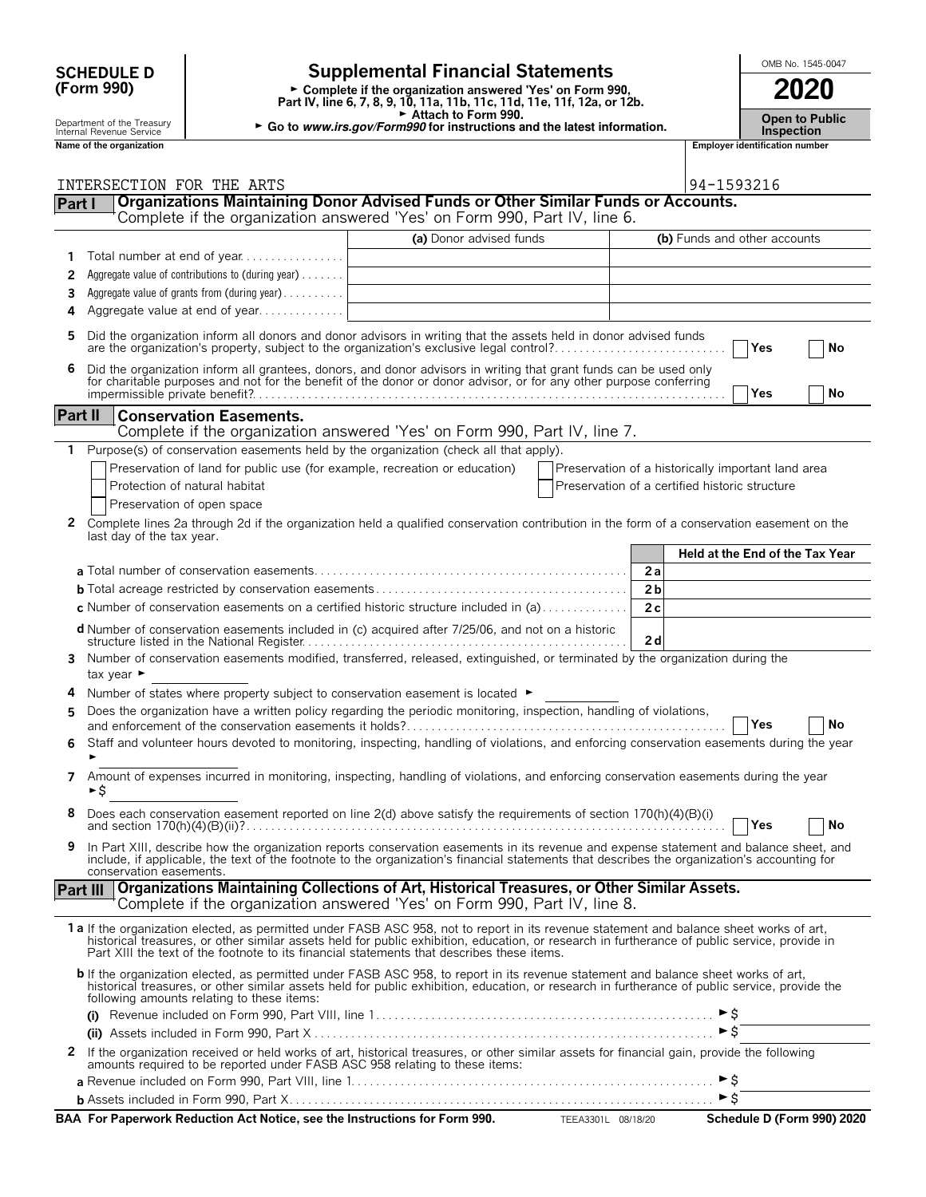**SCHEDULE D (Form 990)**

Department of the Treasury
Internal Revenue Service

# Supplemental Financial Statements

► Complete if the organization answered 'Yes' on Form 990, Part IV, line 6, 7, 8, 9, 10, 11a, 11b, 11c, 11d, 11e, 11f, 12a, or 12b.
► Attach to Form 990.
► Go to *www.irs.gov/Form990* for instructions and the latest information.

OMB No. 1545-0047

**2020**

**Open to Public Inspection**

| Name of the organization | Employer identification number |
|---|---|
| INTERSECTION FOR THE ARTS | 94-1593216 |

## Part I Organizations Maintaining Donor Advised Funds or Other Similar Funds or Accounts.
Complete if the organization answered 'Yes' on Form 990, Part IV, line 6.

| | | (a) Donor advised funds | (b) Funds and other accounts |
|---|---|---|---|
| 1 | Total number at end of year | | |
| 2 | Aggregate value of contributions to (during year) | | |
| 3 | Aggregate value of grants from (during year) | | |
| 4 | Aggregate value at end of year | | |

5 Did the organization inform all donors and donor advisors in writing that the assets held in donor advised funds are the organization's property, subject to the organization's exclusive legal control? ☐ Yes ☐ No

6 Did the organization inform all grantees, donors, and donor advisors in writing that grant funds can be used only for charitable purposes and not for the benefit of the donor or donor advisor, or for any other purpose conferring impermissible private benefit? ☐ Yes ☐ No

## Part II Conservation Easements.
Complete if the organization answered 'Yes' on Form 990, Part IV, line 7.

1 Purpose(s) of conservation easements held by the organization (check all that apply).

☐ Preservation of land for public use (for example, recreation or education)
☐ Protection of natural habitat
☐ Preservation of open space
☐ Preservation of a historically important land area
☐ Preservation of a certified historic structure

2 Complete lines 2a through 2d if the organization held a qualified conservation contribution in the form of a conservation easement on the last day of the tax year.

| | | Held at the End of the Tax Year |
|---|---|---|
| **a** Total number of conservation easements | 2a | |
| **b** Total acreage restricted by conservation easements | 2b | |
| **c** Number of conservation easements on a certified historic structure included in (a) | 2c | |
| **d** Number of conservation easements included in (c) acquired after 7/25/06, and not on a historic structure listed in the National Register | 2d | |

3 Number of conservation easements modified, transferred, released, extinguished, or terminated by the organization during the tax year ►

4 Number of states where property subject to conservation easement is located ►

5 Does the organization have a written policy regarding the periodic monitoring, inspection, handling of violations, and enforcement of the conservation easements it holds? ☐ Yes ☐ No

6 Staff and volunteer hours devoted to monitoring, inspecting, handling of violations, and enforcing conservation easements during the year ►

7 Amount of expenses incurred in monitoring, inspecting, handling of violations, and enforcing conservation easements during the year ►$

8 Does each conservation easement reported on line 2(d) above satisfy the requirements of section 170(h)(4)(B)(i) and section 170(h)(4)(B)(ii)? ☐ Yes ☐ No

9 In Part XIII, describe how the organization reports conservation easements in its revenue and expense statement and balance sheet, and include, if applicable, the text of the footnote to the organization's financial statements that describes the organization's accounting for conservation easements.

## Part III Organizations Maintaining Collections of Art, Historical Treasures, or Other Similar Assets.
Complete if the organization answered 'Yes' on Form 990, Part IV, line 8.

**1a** If the organization elected, as permitted under FASB ASC 958, not to report in its revenue statement and balance sheet works of art, historical treasures, or other similar assets held for public exhibition, education, or research in furtherance of public service, provide in Part XIII the text of the footnote to its financial statements that describes these items.

**b** If the organization elected, as permitted under FASB ASC 958, to report in its revenue statement and balance sheet works of art, historical treasures, or other similar assets held for public exhibition, education, or research in furtherance of public service, provide the following amounts relating to these items:

**(i)** Revenue included on Form 990, Part VIII, line 1 ►$

**(ii)** Assets included in Form 990, Part X ►$

2 If the organization received or held works of art, historical treasures, or other similar assets for financial gain, provide the following amounts required to be reported under FASB ASC 958 relating to these items:

**a** Revenue included on Form 990, Part VIII, line 1 ►$

**b** Assets included in Form 990, Part X ►$

**BAA For Paperwork Reduction Act Notice, see the Instructions for Form 990.** TEEA3301L 08/18/20 **Schedule D (Form 990) 2020**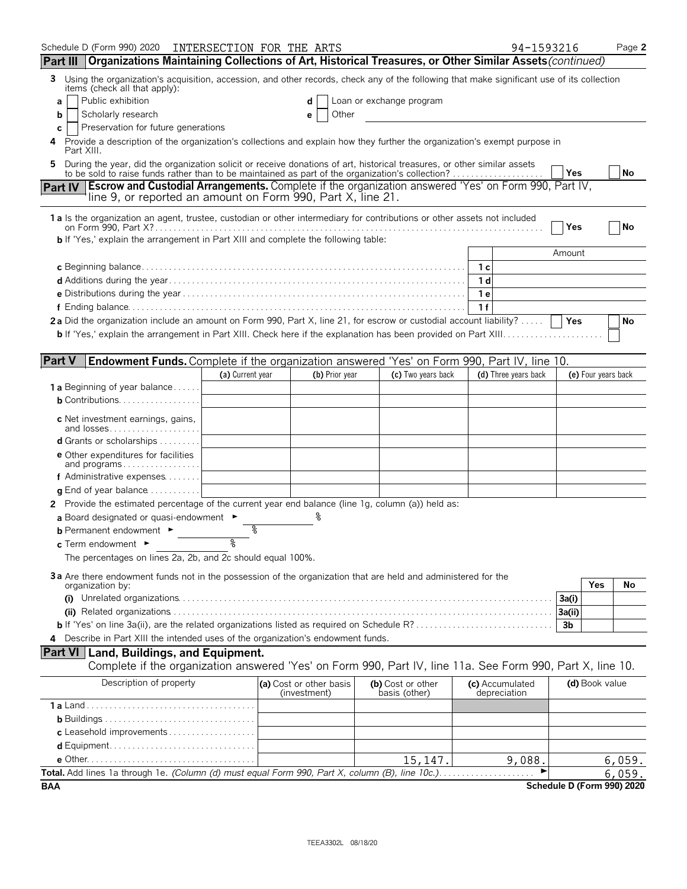Schedule D (Form 990) 2020 INTERSECTION FOR THE ARTS 94-1593216 Page 2

## Part III Organizations Maintaining Collections of Art, Historical Treasures, or Other Similar Assets *(continued)*

**3** Using the organization's acquisition, accession, and other records, check any of the following that make significant use of its collection items (check all that apply):

- **a** ☐ Public exhibition
- **b** ☐ Scholarly research
- **c** ☐ Preservation for future generations
- **d** ☐ Loan or exchange program
- **e** ☐ Other

**4** Provide a description of the organization's collections and explain how they further the organization's exempt purpose in Part XIII.

**5** During the year, did the organization solicit or receive donations of art, historical treasures, or other similar assets to be sold to raise funds rather than to be maintained as part of the organization's collection? ☐ Yes ☐ No

## Part IV Escrow and Custodial Arrangements.

Complete if the organization answered 'Yes' on Form 990, Part IV, line 9, or reported an amount on Form 990, Part X, line 21.

**1a** Is the organization an agent, trustee, custodian or other intermediary for contributions or other assets not included on Form 990, Part X? ☐ Yes ☐ No

**b** If 'Yes,' explain the arrangement in Part XIII and complete the following table:

| | | Amount |
|---|---|---|
| **c** Beginning balance | 1 c | |
| **d** Additions during the year | 1 d | |
| **e** Distributions during the year | 1 e | |
| **f** Ending balance | 1 f | |

**2a** Did the organization include an amount on Form 990, Part X, line 21, for escrow or custodial account liability? ☐ Yes ☐ No

**b** If 'Yes,' explain the arrangement in Part XIII. Check here if the explanation has been provided on Part XIII ☐

## Part V Endowment Funds.

Complete if the organization answered 'Yes' on Form 990, Part IV, line 10.

| | (a) Current year | (b) Prior year | (c) Two years back | (d) Three years back | (e) Four years back |
|---|---|---|---|---|---|
| **1a** Beginning of year balance | | | | | |
| **b** Contributions | | | | | |
| **c** Net investment earnings, gains, and losses | | | | | |
| **d** Grants or scholarships | | | | | |
| **e** Other expenditures for facilities and programs | | | | | |
| **f** Administrative expenses | | | | | |
| **g** End of year balance | | | | | |

**2** Provide the estimated percentage of the current year end balance (line 1g, column (a)) held as:

**a** Board designated or quasi-endowment ► %

**b** Permanent endowment ► %

**c** Term endowment ► %

The percentages on lines 2a, 2b, and 2c should equal 100%.

**3a** Are there endowment funds not in the possession of the organization that are held and administered for the organization by:

| | | Yes | No |
|---|---|---|---|
| **(i)** Unrelated organizations | 3a(i) | | |
| **(ii)** Related organizations | 3a(ii) | | |
| **b** If 'Yes' on line 3a(ii), are the related organizations listed as required on Schedule R? | 3b | | |

**4** Describe in Part XIII the intended uses of the organization's endowment funds.

## Part VI Land, Buildings, and Equipment.

Complete if the organization answered 'Yes' on Form 990, Part IV, line 11a. See Form 990, Part X, line 10.

| Description of property | (a) Cost or other basis (investment) | (b) Cost or other basis (other) | (c) Accumulated depreciation | (d) Book value |
|---|---|---|---|---|
| **1a** Land | | | | |
| **b** Buildings | | | | |
| **c** Leasehold improvements | | | | |
| **d** Equipment | | | | |
| **e** Other | | 15,147. | 9,088. | 6,059. |
| **Total.** Add lines 1a through 1e. *(Column (d) must equal Form 990, Part X, column (B), line 10c.)* ► | | | | 6,059. |

BAA Schedule D (Form 990) 2020

TEEA3302L 08/18/20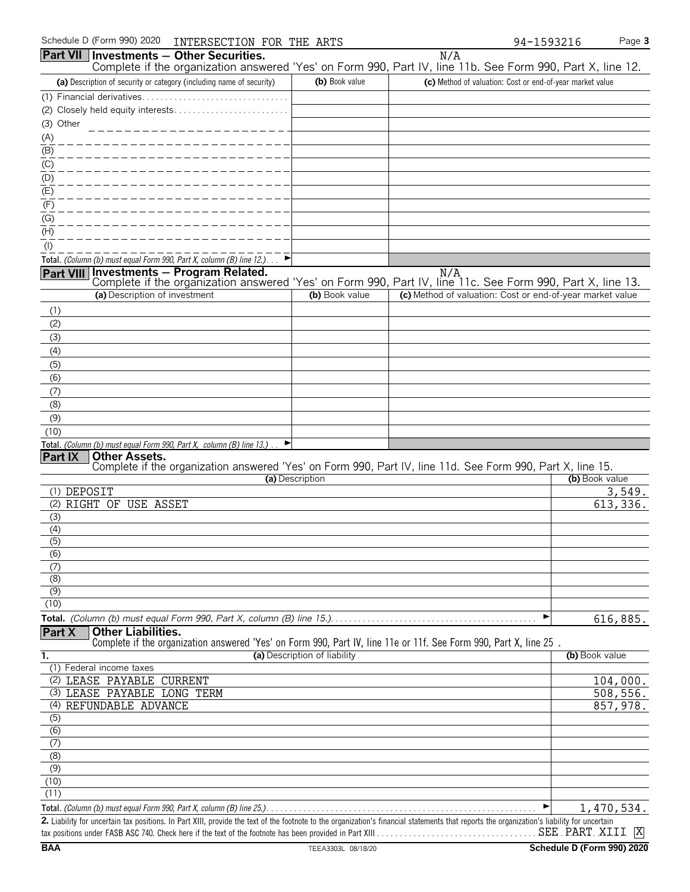Schedule D (Form 990) 2020 INTERSECTION FOR THE ARTS 94-1593216

## Part VII Investments — Other Securities.

N/A

Complete if the organization answered 'Yes' on Form 990, Part IV, line 11b. See Form 990, Part X, line 12.

| (a) Description of security or category (including name of security) | (b) Book value | (c) Method of valuation: Cost or end-of-year market value |
|---|---|---|
| (1) Financial derivatives | | |
| (2) Closely held equity interests | | |
| (3) Other | | |
| (A) | | |
| (B) | | |
| (C) | | |
| (D) | | |
| (E) | | |
| (F) | | |
| (G) | | |
| (H) | | |
| (I) | | |
| **Total.** *(Column (b) must equal Form 990, Part X, column (B) line 12.)* ► | | |

## Part VIII Investments — Program Related.

N/A

Complete if the organization answered 'Yes' on Form 990, Part IV, line 11c. See Form 990, Part X, line 13.

| (a) Description of investment | (b) Book value | (c) Method of valuation: Cost or end-of-year market value |
|---|---|---|
| (1) | | |
| (2) | | |
| (3) | | |
| (4) | | |
| (5) | | |
| (6) | | |
| (7) | | |
| (8) | | |
| (9) | | |
| (10) | | |
| **Total.** *(Column (b) must equal Form 990, Part X, column (B) line 13.)* ► | | |

## Part IX Other Assets.

Complete if the organization answered 'Yes' on Form 990, Part IV, line 11d. See Form 990, Part X, line 15.

| (a) Description | (b) Book value |
|---|---|
| (1) DEPOSIT | 3,549. |
| (2) RIGHT OF USE ASSET | 613,336. |
| (3) | |
| (4) | |
| (5) | |
| (6) | |
| (7) | |
| (8) | |
| (9) | |
| (10) | |
| **Total.** *(Column (b) must equal Form 990, Part X, column (B) line 15.)* ► | 616,885. |

## Part X Other Liabilities.

Complete if the organization answered 'Yes' on Form 990, Part IV, line 11e or 11f. See Form 990, Part X, line 25 .

| 1. (a) Description of liability | (b) Book value |
|---|---|
| (1) Federal income taxes | |
| (2) LEASE PAYABLE CURRENT | 104,000. |
| (3) LEASE PAYABLE LONG TERM | 508,556. |
| (4) REFUNDABLE ADVANCE | 857,978. |
| (5) | |
| (6) | |
| (7) | |
| (8) | |
| (9) | |
| (10) | |
| (11) | |
| **Total.** *(Column (b) must equal Form 990, Part X, column (B) line 25.)* ► | 1,470,534. |

**2.** Liability for uncertain tax positions. In Part XIII, provide the text of the footnote to the organization's financial statements that reports the organization's liability for uncertain tax positions under FASB ASC 740. Check here if the text of the footnote has been provided in Part XIII . . . SEE PART XIII [X]

BAA TEEA3303L 08/18/20 Schedule D (Form 990) 2020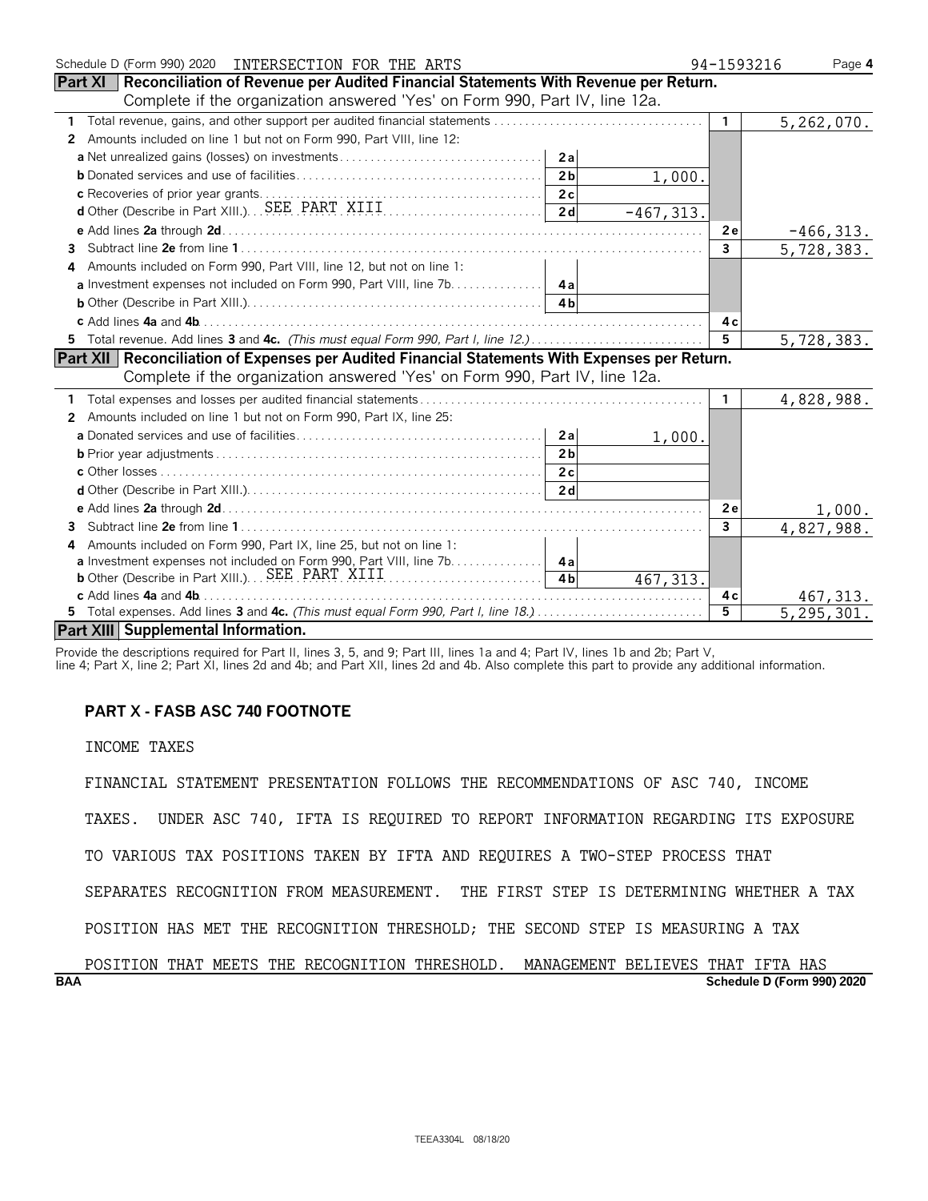Schedule D (Form 990) 2020 INTERSECTION FOR THE ARTS 94-1593216 Page 4

**Part XI | Reconciliation of Revenue per Audited Financial Statements With Revenue per Return.**
Complete if the organization answered 'Yes' on Form 990, Part IV, line 12a.

| | | | | |
|---|---|---|---|---|
| 1 Total revenue, gains, and other support per audited financial statements | | | 1 | 5,262,070. |
| 2 Amounts included on line 1 but not on Form 990, Part VIII, line 12: | | | | |
| a Net unrealized gains (losses) on investments | 2a | | | |
| b Donated services and use of facilities | 2b | 1,000. | | |
| c Recoveries of prior year grants | 2c | | | |
| d Other (Describe in Part XIII.) SEE PART XIII | 2d | -467,313. | | |
| e Add lines 2a through 2d | | | 2e | -466,313. |
| 3 Subtract line 2e from line 1 | | | 3 | 5,728,383. |
| 4 Amounts included on Form 990, Part VIII, line 12, but not on line 1: | | | | |
| a Investment expenses not included on Form 990, Part VIII, line 7b | 4a | | | |
| b Other (Describe in Part XIII.) | 4b | | | |
| c Add lines 4a and 4b | | | 4c | |
| 5 Total revenue. Add lines 3 and 4c. *(This must equal Form 990, Part I, line 12.)* | | | 5 | 5,728,383. |

**Part XII | Reconciliation of Expenses per Audited Financial Statements With Expenses per Return.**
Complete if the organization answered 'Yes' on Form 990, Part IV, line 12a.

| | | | | |
|---|---|---|---|---|
| 1 Total expenses and losses per audited financial statements | | | 1 | 4,828,988. |
| 2 Amounts included on line 1 but not on Form 990, Part IX, line 25: | | | | |
| a Donated services and use of facilities | 2a | 1,000. | | |
| b Prior year adjustments | 2b | | | |
| c Other losses | 2c | | | |
| d Other (Describe in Part XIII.) | 2d | | | |
| e Add lines 2a through 2d | | | 2e | 1,000. |
| 3 Subtract line 2e from line 1 | | | 3 | 4,827,988. |
| 4 Amounts included on Form 990, Part IX, line 25, but not on line 1: | | | | |
| a Investment expenses not included on Form 990, Part VIII, line 7b | 4a | | | |
| b Other (Describe in Part XIII.) SEE PART XIII | 4b | 467,313. | | |
| c Add lines 4a and 4b | | | 4c | 467,313. |
| 5 Total expenses. Add lines 3 and 4c. *(This must equal Form 990, Part I, line 18.)* | | | 5 | 5,295,301. |

**Part XIII | Supplemental Information.**

Provide the descriptions required for Part II, lines 3, 5, and 9; Part III, lines 1a and 4; Part IV, lines 1b and 2b; Part V, line 4; Part X, line 2; Part XI, lines 2d and 4b; and Part XII, lines 2d and 4b. Also complete this part to provide any additional information.

**PART X - FASB ASC 740 FOOTNOTE**

INCOME TAXES

FINANCIAL STATEMENT PRESENTATION FOLLOWS THE RECOMMENDATIONS OF ASC 740, INCOME TAXES. UNDER ASC 740, IFTA IS REQUIRED TO REPORT INFORMATION REGARDING ITS EXPOSURE TO VARIOUS TAX POSITIONS TAKEN BY IFTA AND REQUIRES A TWO-STEP PROCESS THAT SEPARATES RECOGNITION FROM MEASUREMENT. THE FIRST STEP IS DETERMINING WHETHER A TAX POSITION HAS MET THE RECOGNITION THRESHOLD; THE SECOND STEP IS MEASURING A TAX POSITION THAT MEETS THE RECOGNITION THRESHOLD. MANAGEMENT BELIEVES THAT IFTA HAS

BAA Schedule D (Form 990) 2020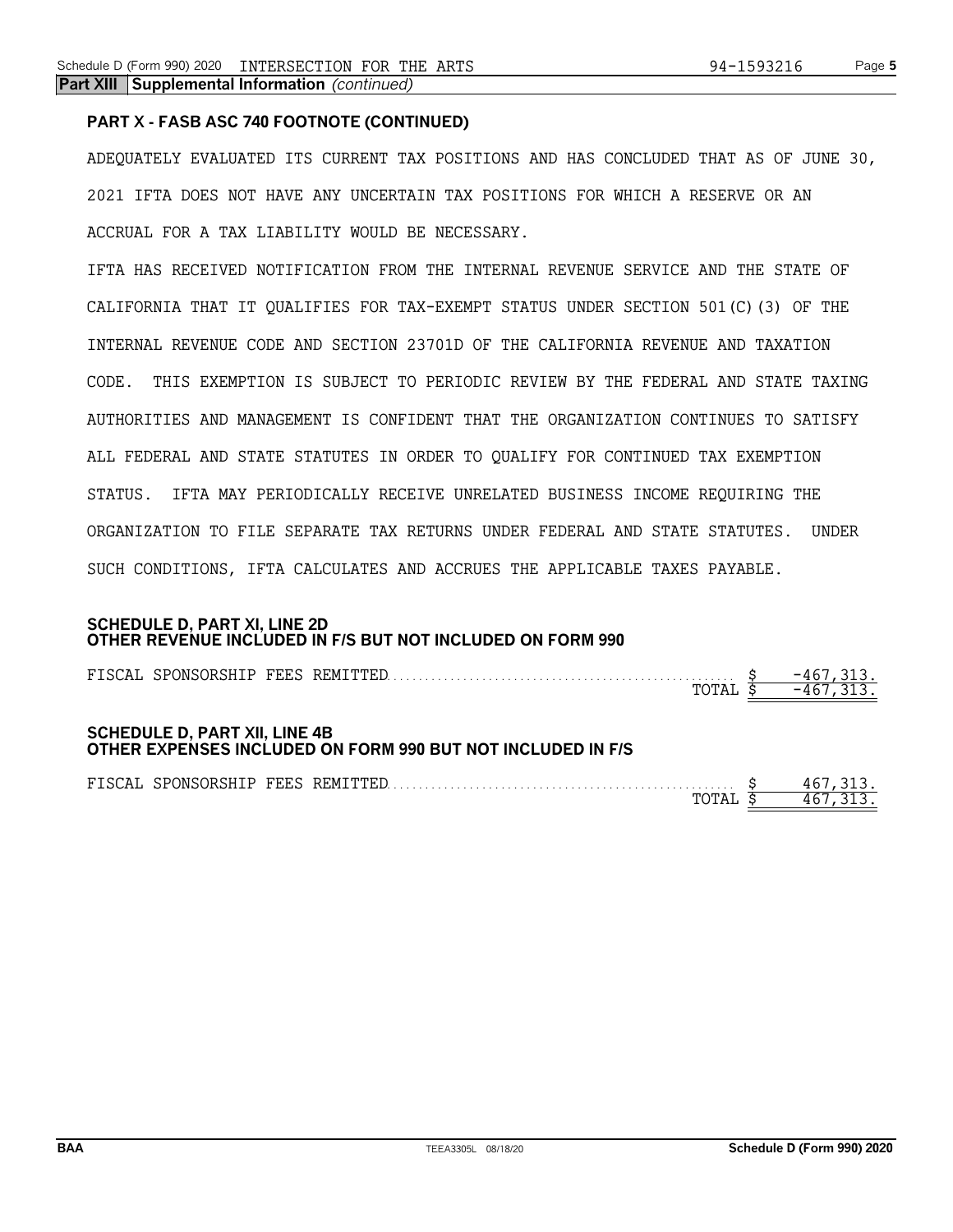**Part XIII Supplemental Information** *(continued)*

### PART X - FASB ASC 740 FOOTNOTE (CONTINUED)

ADEQUATELY EVALUATED ITS CURRENT TAX POSITIONS AND HAS CONCLUDED THAT AS OF JUNE 30, 2021 IFTA DOES NOT HAVE ANY UNCERTAIN TAX POSITIONS FOR WHICH A RESERVE OR AN ACCRUAL FOR A TAX LIABILITY WOULD BE NECESSARY.

IFTA HAS RECEIVED NOTIFICATION FROM THE INTERNAL REVENUE SERVICE AND THE STATE OF CALIFORNIA THAT IT QUALIFIES FOR TAX-EXEMPT STATUS UNDER SECTION 501(C)(3) OF THE INTERNAL REVENUE CODE AND SECTION 23701D OF THE CALIFORNIA REVENUE AND TAXATION CODE. THIS EXEMPTION IS SUBJECT TO PERIODIC REVIEW BY THE FEDERAL AND STATE TAXING AUTHORITIES AND MANAGEMENT IS CONFIDENT THAT THE ORGANIZATION CONTINUES TO SATISFY ALL FEDERAL AND STATE STATUTES IN ORDER TO QUALIFY FOR CONTINUED TAX EXEMPTION STATUS. IFTA MAY PERIODICALLY RECEIVE UNRELATED BUSINESS INCOME REQUIRING THE ORGANIZATION TO FILE SEPARATE TAX RETURNS UNDER FEDERAL AND STATE STATUTES. UNDER SUCH CONDITIONS, IFTA CALCULATES AND ACCRUES THE APPLICABLE TAXES PAYABLE.

### SCHEDULE D, PART XI, LINE 2D
### OTHER REVENUE INCLUDED IN F/S BUT NOT INCLUDED ON FORM 990

| | |
|---|---|
| FISCAL SPONSORSHIP FEES REMITTED | $ -467,313. |
| TOTAL | $ -467,313. |

### SCHEDULE D, PART XII, LINE 4B
### OTHER EXPENSES INCLUDED ON FORM 990 BUT NOT INCLUDED IN F/S

| | |
|---|---|
| FISCAL SPONSORSHIP FEES REMITTED | $ 467,313. |
| TOTAL | $ 467,313. |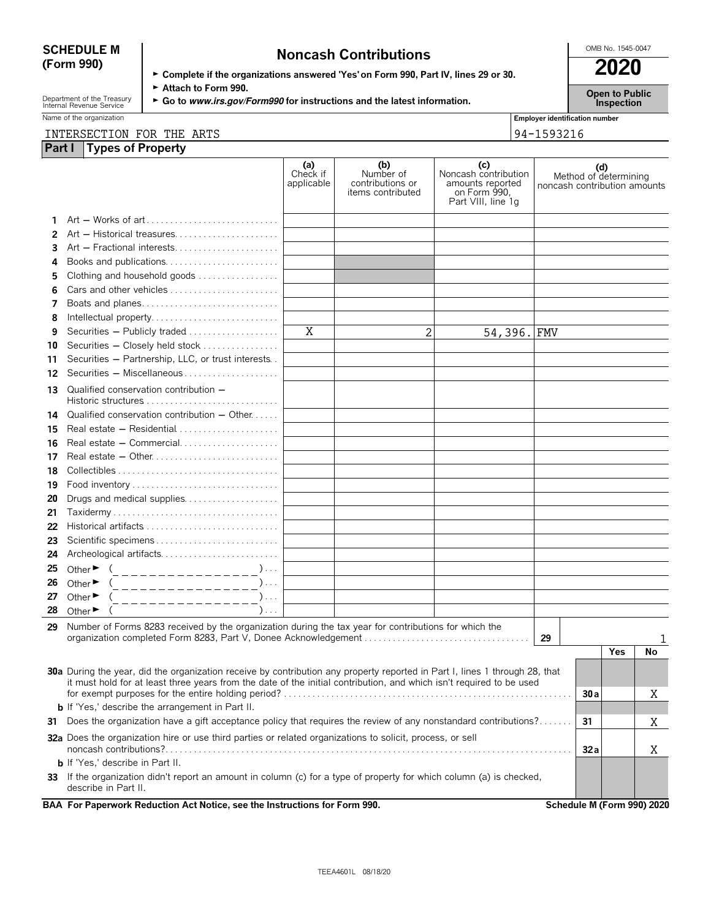**SCHEDULE M (Form 990)**

Department of the Treasury
Internal Revenue Service

# Noncash Contributions

► Complete if the organizations answered 'Yes' on Form 990, Part IV, lines 29 or 30.
► Attach to Form 990.
► Go to *www.irs.gov/Form990* for instructions and the latest information.

OMB No. 1545-0047

**2020**

**Open to Public Inspection**

Name of the organization: INTERSECTION FOR THE ARTS

Employer identification number: 94-1593216

## Part I Types of Property

| | | (a) Check if applicable | (b) Number of contributions or items contributed | (c) Noncash contribution amounts reported on Form 990, Part VIII, line 1g | (d) Method of determining noncash contribution amounts |
|---|---|---|---|---|---|
| 1 | Art — Works of art | | | | |
| 2 | Art — Historical treasures | | | | |
| 3 | Art — Fractional interests | | | | |
| 4 | Books and publications | | | | |
| 5 | Clothing and household goods | | | | |
| 6 | Cars and other vehicles | | | | |
| 7 | Boats and planes | | | | |
| 8 | Intellectual property | | | | |
| 9 | Securities — Publicly traded | X | 2 | 54,396. | FMV |
| 10 | Securities — Closely held stock | | | | |
| 11 | Securities — Partnership, LLC, or trust interests | | | | |
| 12 | Securities — Miscellaneous | | | | |
| 13 | Qualified conservation contribution — Historic structures | | | | |
| 14 | Qualified conservation contribution — Other | | | | |
| 15 | Real estate — Residential | | | | |
| 16 | Real estate — Commercial | | | | |
| 17 | Real estate — Other | | | | |
| 18 | Collectibles | | | | |
| 19 | Food inventory | | | | |
| 20 | Drugs and medical supplies | | | | |
| 21 | Taxidermy | | | | |
| 22 | Historical artifacts | | | | |
| 23 | Scientific specimens | | | | |
| 24 | Archeological artifacts | | | | |
| 25 | Other ► ( ) | | | | |
| 26 | Other ► ( ) | | | | |
| 27 | Other ► ( ) | | | | |
| 28 | Other ► ( ) | | | | |

**29** Number of Forms 8283 received by the organization during the tax year for contributions for which the organization completed Form 8283, Part V, Donee Acknowledgement — **29**: 1

| | | | Yes | No |
|---|---|---|---|---|
| **30a** | During the year, did the organization receive by contribution any property reported in Part I, lines 1 through 28, that it must hold for at least three years from the date of the initial contribution, and which isn't required to be used for exempt purposes for the entire holding period? | 30a | | X |
| **b** | If 'Yes,' describe the arrangement in Part II. | | | |
| **31** | Does the organization have a gift acceptance policy that requires the review of any nonstandard contributions? | 31 | | X |
| **32a** | Does the organization hire or use third parties or related organizations to solicit, process, or sell noncash contributions? | 32a | | X |
| **b** | If 'Yes,' describe in Part II. | | | |
| **33** | If the organization didn't report an amount in column (c) for a type of property for which column (a) is checked, describe in Part II. | | | |

**BAA For Paperwork Reduction Act Notice, see the Instructions for Form 990.** **Schedule M (Form 990) 2020**

TEEA4601L 08/18/20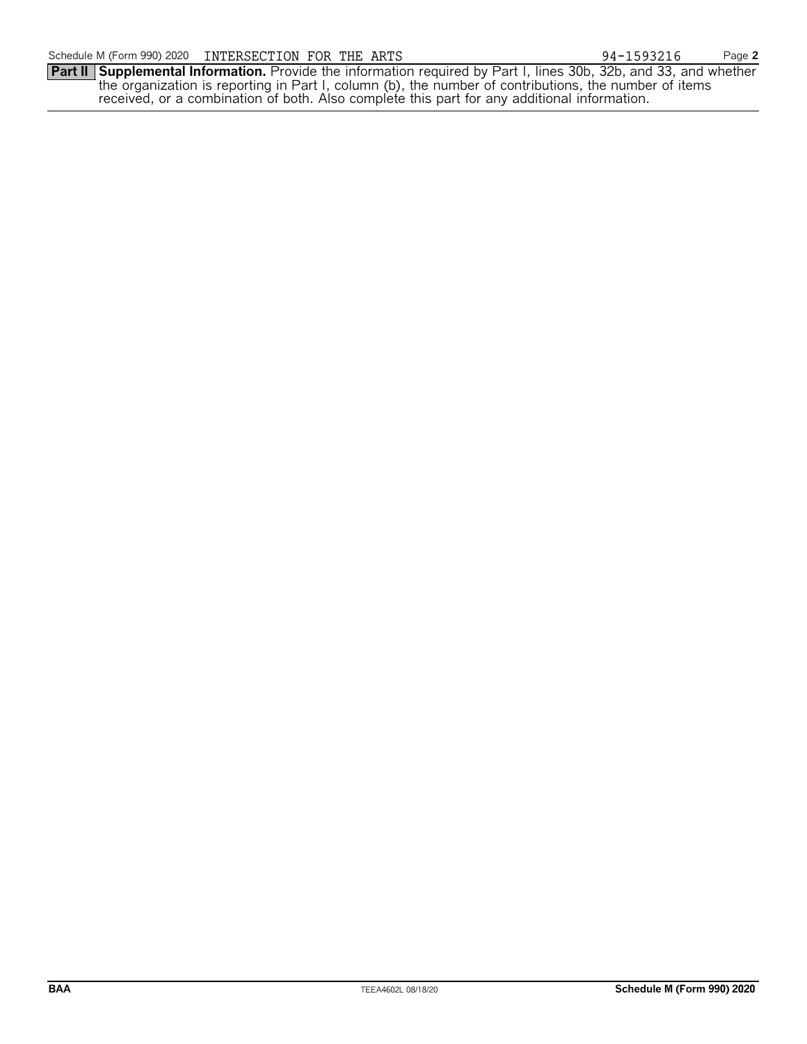Schedule M (Form 990) 2020 INTERSECTION FOR THE ARTS 94-1593216

**Part II** **Supplemental Information.** Provide the information required by Part I, lines 30b, 32b, and 33, and whether the organization is reporting in Part I, column (b), the number of contributions, the number of items received, or a combination of both. Also complete this part for any additional information.

BAA TEEA4602L 08/18/20 **Schedule M (Form 990) 2020**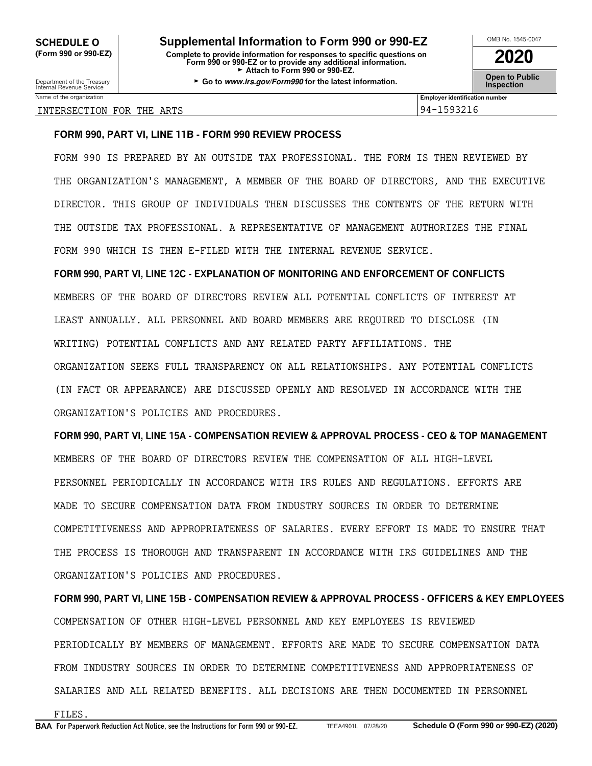**SCHEDULE O (Form 990 or 990-EZ)**

Department of the Treasury
Internal Revenue Service

# Supplemental Information to Form 990 or 990-EZ

**Complete to provide information for responses to specific questions on Form 990 or 990-EZ or to provide any additional information.**
► **Attach to Form 990 or 990-EZ.**
► **Go to *www.irs.gov/Form990* for the latest information.**

OMB No. 1545-0047

**2020**

**Open to Public Inspection**

| Name of the organization | Employer identification number |
|---|---|
| INTERSECTION FOR THE ARTS | 94-1593216 |

**FORM 990, PART VI, LINE 11B - FORM 990 REVIEW PROCESS**

FORM 990 IS PREPARED BY AN OUTSIDE TAX PROFESSIONAL. THE FORM IS THEN REVIEWED BY THE ORGANIZATION'S MANAGEMENT, A MEMBER OF THE BOARD OF DIRECTORS, AND THE EXECUTIVE DIRECTOR. THIS GROUP OF INDIVIDUALS THEN DISCUSSES THE CONTENTS OF THE RETURN WITH THE OUTSIDE TAX PROFESSIONAL. A REPRESENTATIVE OF MANAGEMENT AUTHORIZES THE FINAL FORM 990 WHICH IS THEN E-FILED WITH THE INTERNAL REVENUE SERVICE.

**FORM 990, PART VI, LINE 12C - EXPLANATION OF MONITORING AND ENFORCEMENT OF CONFLICTS**

MEMBERS OF THE BOARD OF DIRECTORS REVIEW ALL POTENTIAL CONFLICTS OF INTEREST AT LEAST ANNUALLY. ALL PERSONNEL AND BOARD MEMBERS ARE REQUIRED TO DISCLOSE (IN WRITING) POTENTIAL CONFLICTS AND ANY RELATED PARTY AFFILIATIONS. THE ORGANIZATION SEEKS FULL TRANSPARENCY ON ALL RELATIONSHIPS. ANY POTENTIAL CONFLICTS (IN FACT OR APPEARANCE) ARE DISCUSSED OPENLY AND RESOLVED IN ACCORDANCE WITH THE ORGANIZATION'S POLICIES AND PROCEDURES.

**FORM 990, PART VI, LINE 15A - COMPENSATION REVIEW & APPROVAL PROCESS - CEO & TOP MANAGEMENT**

MEMBERS OF THE BOARD OF DIRECTORS REVIEW THE COMPENSATION OF ALL HIGH-LEVEL PERSONNEL PERIODICALLY IN ACCORDANCE WITH IRS RULES AND REGULATIONS. EFFORTS ARE MADE TO SECURE COMPENSATION DATA FROM INDUSTRY SOURCES IN ORDER TO DETERMINE COMPETITIVENESS AND APPROPRIATENESS OF SALARIES. EVERY EFFORT IS MADE TO ENSURE THAT THE PROCESS IS THOROUGH AND TRANSPARENT IN ACCORDANCE WITH IRS GUIDELINES AND THE ORGANIZATION'S POLICIES AND PROCEDURES.

**FORM 990, PART VI, LINE 15B - COMPENSATION REVIEW & APPROVAL PROCESS - OFFICERS & KEY EMPLOYEES**

COMPENSATION OF OTHER HIGH-LEVEL PERSONNEL AND KEY EMPLOYEES IS REVIEWED PERIODICALLY BY MEMBERS OF MANAGEMENT. EFFORTS ARE MADE TO SECURE COMPENSATION DATA FROM INDUSTRY SOURCES IN ORDER TO DETERMINE COMPETITIVENESS AND APPROPRIATENESS OF SALARIES AND ALL RELATED BENEFITS. ALL DECISIONS ARE THEN DOCUMENTED IN PERSONNEL FILES.

**BAA** For Paperwork Reduction Act Notice, see the Instructions for Form 990 or 990-EZ. TEEA4901L 07/28/20 **Schedule O (Form 990 or 990-EZ) (2020)**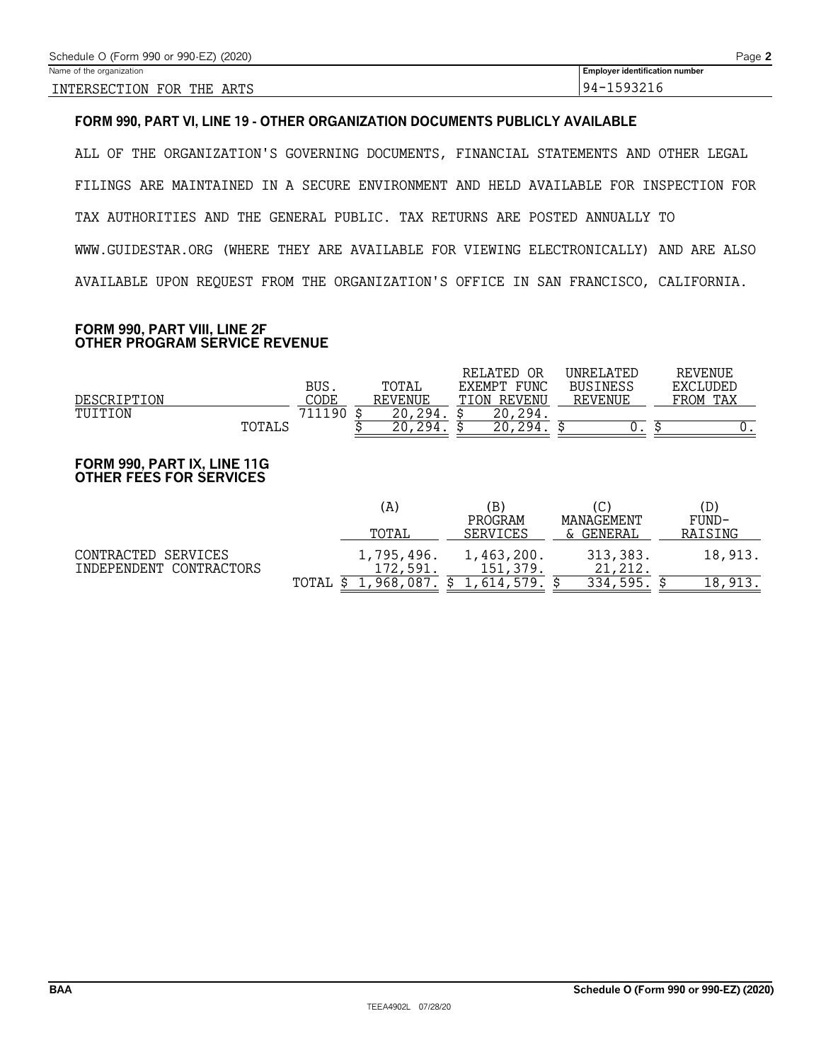Schedule O (Form 990 or 990-EZ) (2020)

| Name of the organization | Employer identification number |
|---|---|
| INTERSECTION FOR THE ARTS | 94-1593216 |

### FORM 990, PART VI, LINE 19 - OTHER ORGANIZATION DOCUMENTS PUBLICLY AVAILABLE

ALL OF THE ORGANIZATION'S GOVERNING DOCUMENTS, FINANCIAL STATEMENTS AND OTHER LEGAL FILINGS ARE MAINTAINED IN A SECURE ENVIRONMENT AND HELD AVAILABLE FOR INSPECTION FOR TAX AUTHORITIES AND THE GENERAL PUBLIC. TAX RETURNS ARE POSTED ANNUALLY TO WWW.GUIDESTAR.ORG (WHERE THEY ARE AVAILABLE FOR VIEWING ELECTRONICALLY) AND ARE ALSO AVAILABLE UPON REQUEST FROM THE ORGANIZATION'S OFFICE IN SAN FRANCISCO, CALIFORNIA.

### FORM 990, PART VIII, LINE 2F
### OTHER PROGRAM SERVICE REVENUE

| DESCRIPTION | BUS. CODE | TOTAL REVENUE | RELATED OR EXEMPT FUNCTION REVENU | UNRELATED BUSINESS REVENUE | REVENUE EXCLUDED FROM TAX |
|---|---|---|---|---|---|
| TUITION | 711190 | $ 20,294. | $ 20,294. | | |
| TOTALS | | $ 20,294. | $ 20,294. | $ 0. | $ 0. |

### FORM 990, PART IX, LINE 11G
### OTHER FEES FOR SERVICES

| | (A) TOTAL | (B) PROGRAM SERVICES | (C) MANAGEMENT & GENERAL | (D) FUND-RAISING |
|---|---|---|---|---|
| CONTRACTED SERVICES | 1,795,496. | 1,463,200. | 313,383. | 18,913. |
| INDEPENDENT CONTRACTORS | 172,591. | 151,379. | 21,212. | |
| TOTAL | $ 1,968,087. | $ 1,614,579. | $ 334,595. | $ 18,913. |

BAA Schedule O (Form 990 or 990-EZ) (2020)

TEEA4902L 07/28/20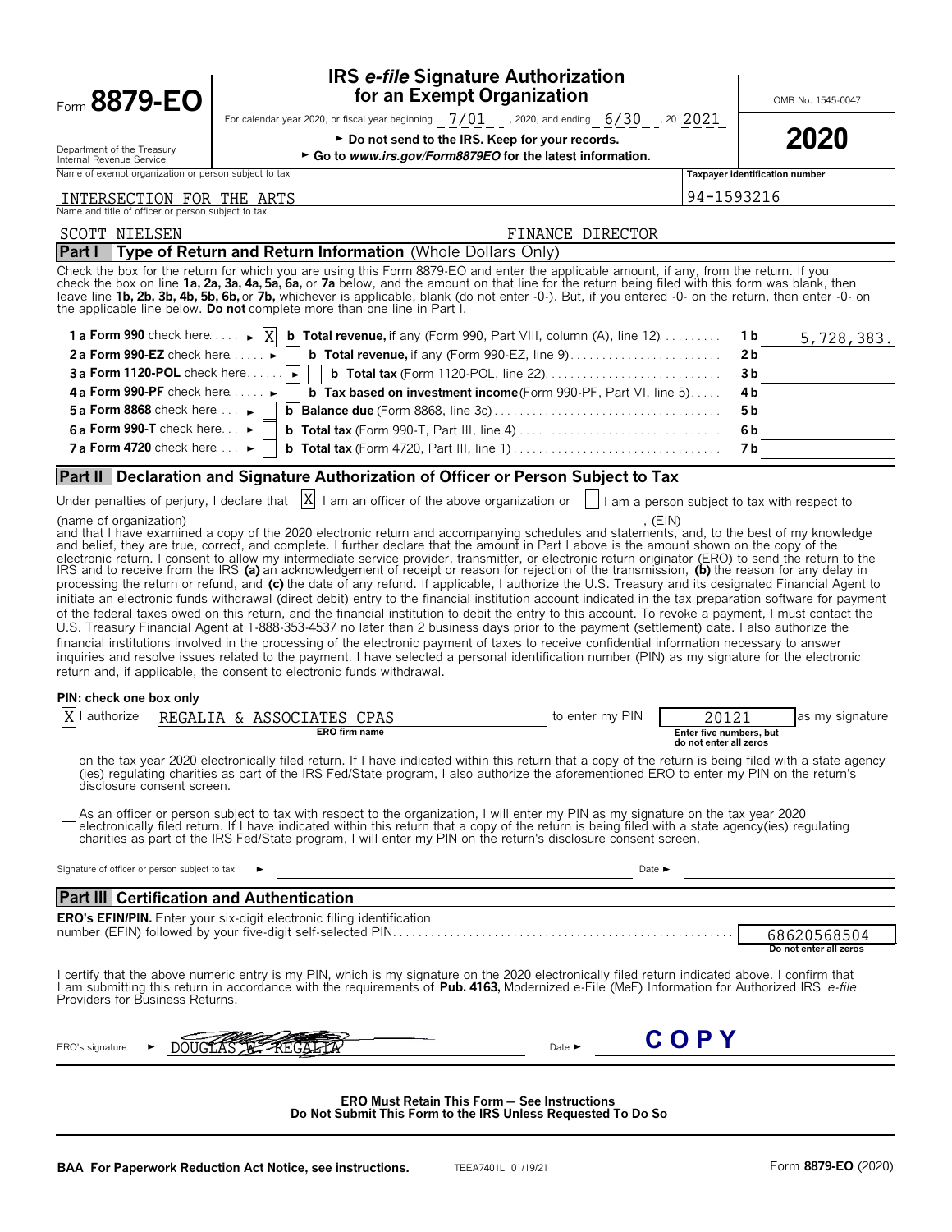Form **8879-EO**

Department of the Treasury
Internal Revenue Service

# IRS *e-file* Signature Authorization for an Exempt Organization

For calendar year 2020, or fiscal year beginning 7/01, 2020, and ending 6/30, 20 2021

► Do not send to the IRS. Keep for your records.

► Go to *www.irs.gov/Form8879EO* for the latest information.

OMB No. 1545-0047

**2020**

Name of exempt organization or person subject to tax: INTERSECTION FOR THE ARTS

Taxpayer identification number: 94-1593216

Name and title of officer or person subject to tax: SCOTT NIELSEN — FINANCE DIRECTOR

## Part I Type of Return and Return Information (Whole Dollars Only)

Check the box for the return for which you are using this Form 8879-EO and enter the applicable amount, if any, from the return. If you check the box on line **1a, 2a, 3a, 4a, 5a, 6a,** or **7a** below, and the amount on that line for the return being filed with this form was blank, then leave line **1b, 2b, 3b, 4b, 5b, 6b,** or **7b,** whichever is applicable, blank (do not enter -0-). But, if you entered -0- on the return, then enter -0- on the applicable line below. **Do not** complete more than one line in Part I.

| | | | |
|---|---|---|---|
| **1 a Form 990** check here ► [X] | **b Total revenue,** if any (Form 990, Part VIII, column (A), line 12) | 1 b | 5,728,383. |
| **2 a Form 990-EZ** check here ► [ ] | **b Total revenue,** if any (Form 990-EZ, line 9) | 2 b | |
| **3 a Form 1120-POL** check here ► [ ] | **b Total tax** (Form 1120-POL, line 22) | 3 b | |
| **4 a Form 990-PF** check here ► [ ] | **b Tax based on investment income** (Form 990-PF, Part VI, line 5) | 4 b | |
| **5 a Form 8868** check here ► [ ] | **b Balance due** (Form 8868, line 3c) | 5 b | |
| **6 a Form 990-T** check here ► [ ] | **b Total tax** (Form 990-T, Part III, line 4) | 6 b | |
| **7 a Form 4720** check here ► [ ] | **b Total tax** (Form 4720, Part III, line 1) | 7 b | |

## Part II Declaration and Signature Authorization of Officer or Person Subject to Tax

Under penalties of perjury, I declare that [X] I am an officer of the above organization or [ ] I am a person subject to tax with respect to (name of organization) \_\_\_\_\_\_\_\_\_\_, (EIN) \_\_\_\_\_\_\_\_\_\_ and that I have examined a copy of the 2020 electronic return and accompanying schedules and statements, and, to the best of my knowledge and belief, they are true, correct, and complete. I further declare that the amount in Part I above is the amount shown on the copy of the electronic return. I consent to allow my intermediate service provider, transmitter, or electronic return originator (ERO) to send the return to the IRS and to receive from the IRS **(a)** an acknowledgement of receipt or reason for rejection of the transmission, **(b)** the reason for any delay in processing the return or refund, and **(c)** the date of any refund. If applicable, I authorize the U.S. Treasury and its designated Financial Agent to initiate an electronic funds withdrawal (direct debit) entry to the financial institution account indicated in the tax preparation software for payment of the federal taxes owed on this return, and the financial institution to debit the entry to this account. To revoke a payment, I must contact the U.S. Treasury Financial Agent at 1-888-353-4537 no later than 2 business days prior to the payment (settlement) date. I also authorize the financial institutions involved in the processing of the electronic payment of taxes to receive confidential information necessary to answer inquiries and resolve issues related to the payment. I have selected a personal identification number (PIN) as my signature for the electronic return and, if applicable, the consent to electronic funds withdrawal.

**PIN: check one box only**

[X] I authorize REGALIA & ASSOCIATES CPAS (ERO firm name) to enter my PIN 20121 (Enter five numbers, but do not enter all zeros) as my signature on the tax year 2020 electronically filed return. If I have indicated within this return that a copy of the return is being filed with a state agency (ies) regulating charities as part of the IRS Fed/State program, I also authorize the aforementioned ERO to enter my PIN on the return's disclosure consent screen.

[ ] As an officer or person subject to tax with respect to the organization, I will enter my PIN as my signature on the tax year 2020 electronically filed return. If I have indicated within this return that a copy of the return is being filed with a state agency(ies) regulating charities as part of the IRS Fed/State program, I will enter my PIN on the return's disclosure consent screen.

Signature of officer or person subject to tax ► \_\_\_\_\_\_\_\_\_\_ Date ► \_\_\_\_\_\_\_\_\_\_

## Part III Certification and Authentication

**ERO's EFIN/PIN.** Enter your six-digit electronic filing identification number (EFIN) followed by your five-digit self-selected PIN: 68620568504 (Do not enter all zeros)

I certify that the above numeric entry is my PIN, which is my signature on the 2020 electronically filed return indicated above. I confirm that I am submitting this return in accordance with the requirements of **Pub. 4163,** Modernized e-File (MeF) Information for Authorized IRS *e-file* Providers for Business Returns.

ERO's signature ► DOUGLAS W. REGALIA Date ► **COPY**

**ERO Must Retain This Form — See Instructions**
**Do Not Submit This Form to the IRS Unless Requested To Do So**

**BAA For Paperwork Reduction Act Notice, see instructions.** TEEA7401L 01/19/21 Form **8879-EO** (2020)